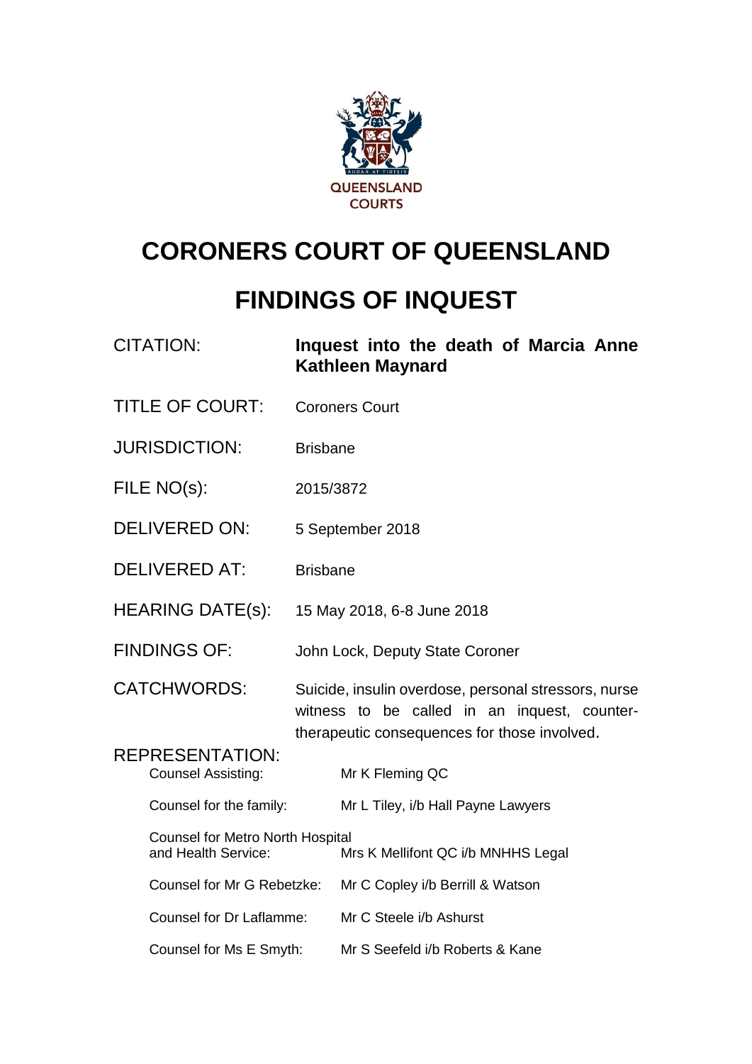# CORONERS COURT OF QUEENSLAND

# FINDINGS OF INQUEST

| | |
|---|---|
| CITATION: | **Inquest into the death of Marcia Anne Kathleen Maynard** |
| TITLE OF COURT: | Coroners Court |
| JURISDICTION: | Brisbane |
| FILE NO(s): | 2015/3872 |
| DELIVERED ON: | 5 September 2018 |
| DELIVERED AT: | Brisbane |
| HEARING DATE(s): | 15 May 2018, 6-8 June 2018 |
| FINDINGS OF: | John Lock, Deputy State Coroner |
| CATCHWORDS: | Suicide, insulin overdose, personal stressors, nurse witness to be called in an inquest, counter-therapeutic consequences for those involved. |

REPRESENTATION:

| | |
|---|---|
| Counsel Assisting: | Mr K Fleming QC |
| Counsel for the family: | Mr L Tiley, i/b Hall Payne Lawyers |
| Counsel for Metro North Hospital and Health Service: | Mrs K Mellifont QC i/b MNHHS Legal |
| Counsel for Mr G Rebetzke: | Mr C Copley i/b Berrill & Watson |
| Counsel for Dr Laflamme: | Mr C Steele i/b Ashurst |
| Counsel for Ms E Smyth: | Mr S Seefeld i/b Roberts & Kane |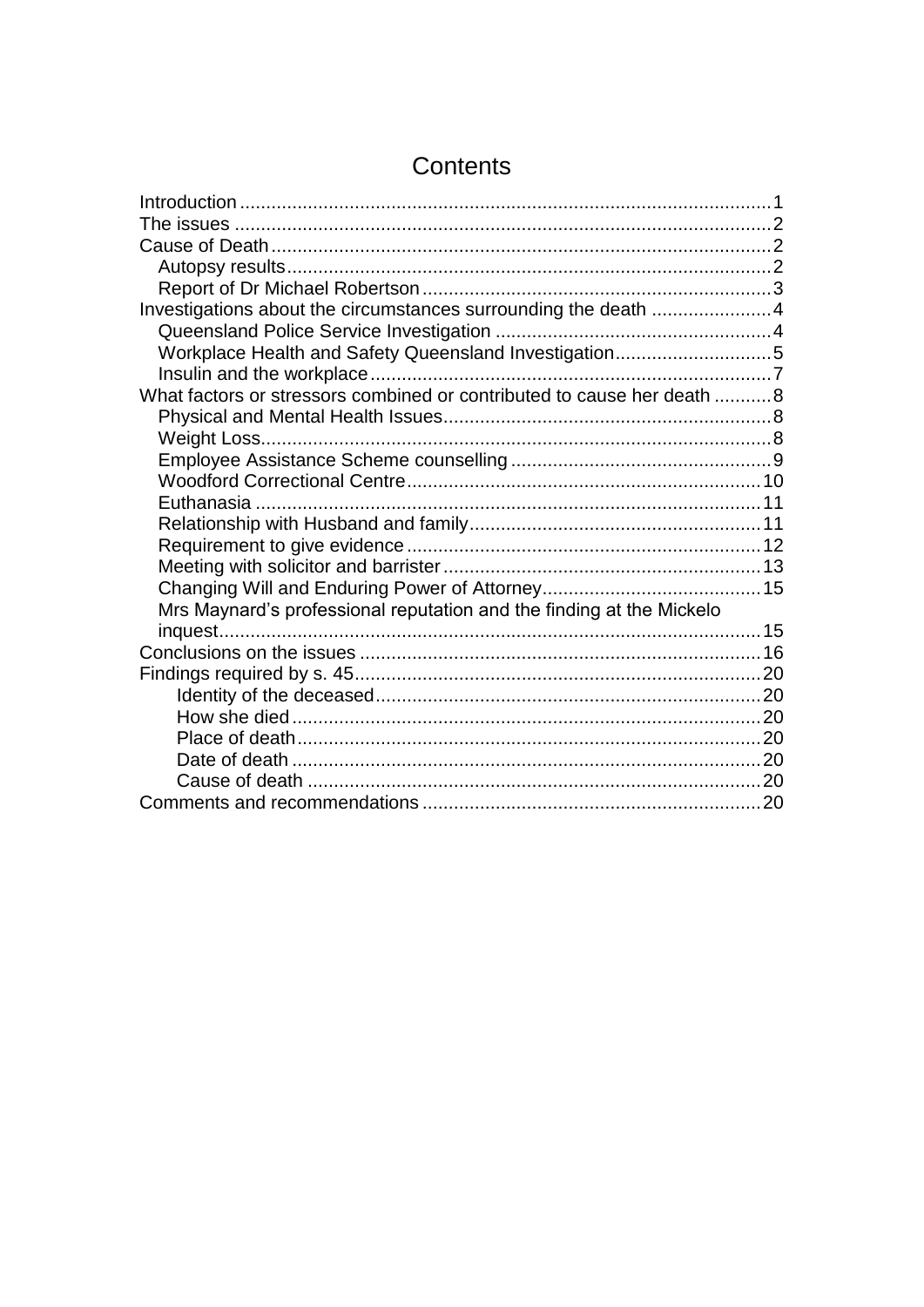# Contents

- Introduction ..... 1
- The issues ..... 2
- Cause of Death ..... 2
  - Autopsy results ..... 2
  - Report of Dr Michael Robertson ..... 3
- Investigations about the circumstances surrounding the death ..... 4
  - Queensland Police Service Investigation ..... 4
  - Workplace Health and Safety Queensland Investigation ..... 5
  - Insulin and the workplace ..... 7
- What factors or stressors combined or contributed to cause her death ..... 8
  - Physical and Mental Health Issues ..... 8
  - Weight Loss ..... 8
  - Employee Assistance Scheme counselling ..... 9
  - Woodford Correctional Centre ..... 10
  - Euthanasia ..... 11
  - Relationship with Husband and family ..... 11
  - Requirement to give evidence ..... 12
  - Meeting with solicitor and barrister ..... 13
  - Changing Will and Enduring Power of Attorney ..... 15
  - Mrs Maynard's professional reputation and the finding at the Mickelo inquest ..... 15
- Conclusions on the issues ..... 16
- Findings required by s. 45 ..... 20
  - Identity of the deceased ..... 20
  - How she died ..... 20
  - Place of death ..... 20
  - Date of death ..... 20
  - Cause of death ..... 20
- Comments and recommendations ..... 20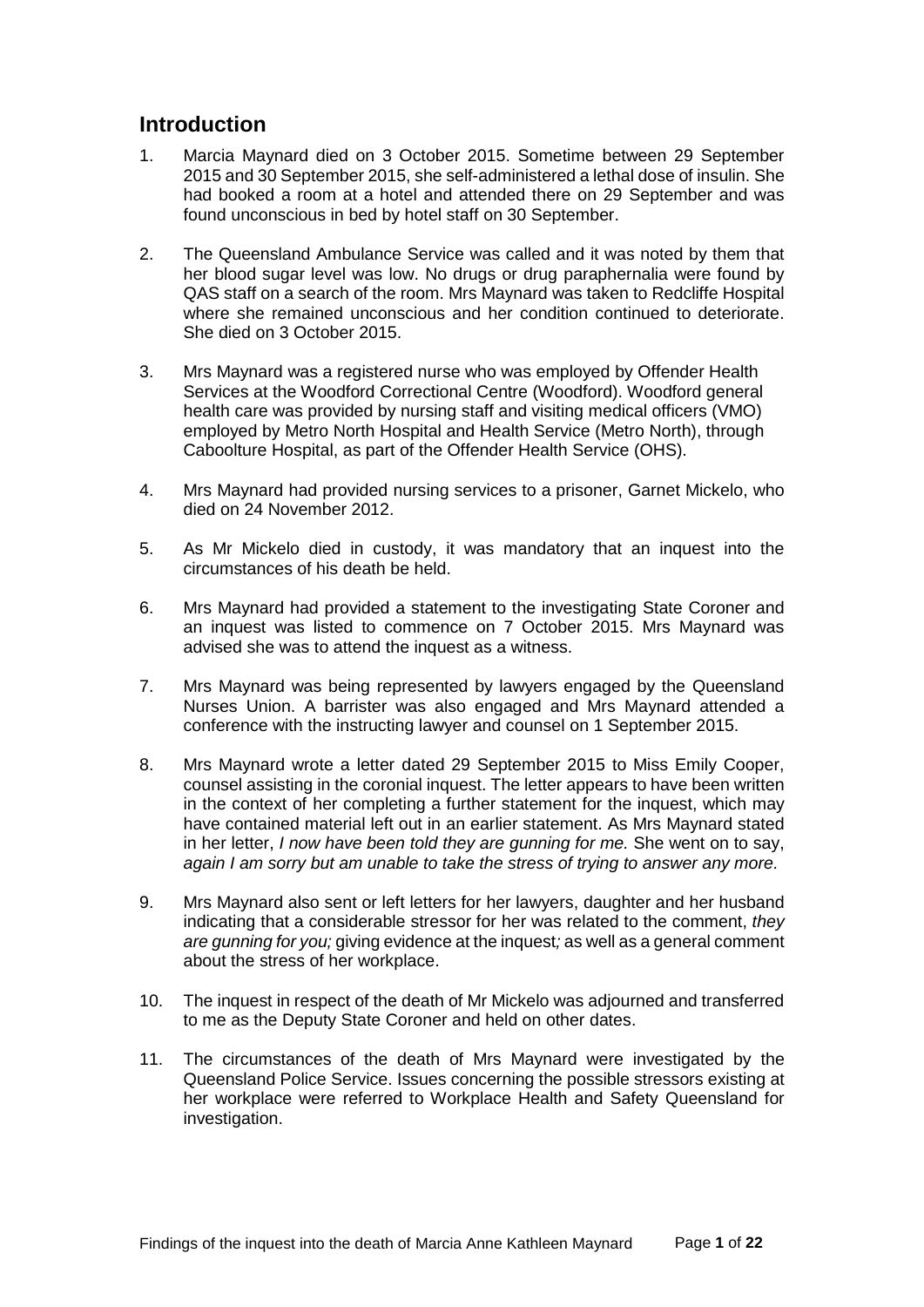## Introduction

1. Marcia Maynard died on 3 October 2015. Sometime between 29 September 2015 and 30 September 2015, she self-administered a lethal dose of insulin. She had booked a room at a hotel and attended there on 29 September and was found unconscious in bed by hotel staff on 30 September.

2. The Queensland Ambulance Service was called and it was noted by them that her blood sugar level was low. No drugs or drug paraphernalia were found by QAS staff on a search of the room. Mrs Maynard was taken to Redcliffe Hospital where she remained unconscious and her condition continued to deteriorate. She died on 3 October 2015.

3. Mrs Maynard was a registered nurse who was employed by Offender Health Services at the Woodford Correctional Centre (Woodford). Woodford general health care was provided by nursing staff and visiting medical officers (VMO) employed by Metro North Hospital and Health Service (Metro North), through Caboolture Hospital, as part of the Offender Health Service (OHS).

4. Mrs Maynard had provided nursing services to a prisoner, Garnet Mickelo, who died on 24 November 2012.

5. As Mr Mickelo died in custody, it was mandatory that an inquest into the circumstances of his death be held.

6. Mrs Maynard had provided a statement to the investigating State Coroner and an inquest was listed to commence on 7 October 2015. Mrs Maynard was advised she was to attend the inquest as a witness.

7. Mrs Maynard was being represented by lawyers engaged by the Queensland Nurses Union. A barrister was also engaged and Mrs Maynard attended a conference with the instructing lawyer and counsel on 1 September 2015.

8. Mrs Maynard wrote a letter dated 29 September 2015 to Miss Emily Cooper, counsel assisting in the coronial inquest. The letter appears to have been written in the context of her completing a further statement for the inquest, which may have contained material left out in an earlier statement. As Mrs Maynard stated in her letter, *I now have been told they are gunning for me.* She went on to say, *again I am sorry but am unable to take the stress of trying to answer any more.*

9. Mrs Maynard also sent or left letters for her lawyers, daughter and her husband indicating that a considerable stressor for her was related to the comment, *they are gunning for you;* giving evidence at the inquest*;* as well as a general comment about the stress of her workplace.

10. The inquest in respect of the death of Mr Mickelo was adjourned and transferred to me as the Deputy State Coroner and held on other dates.

11. The circumstances of the death of Mrs Maynard were investigated by the Queensland Police Service. Issues concerning the possible stressors existing at her workplace were referred to Workplace Health and Safety Queensland for investigation.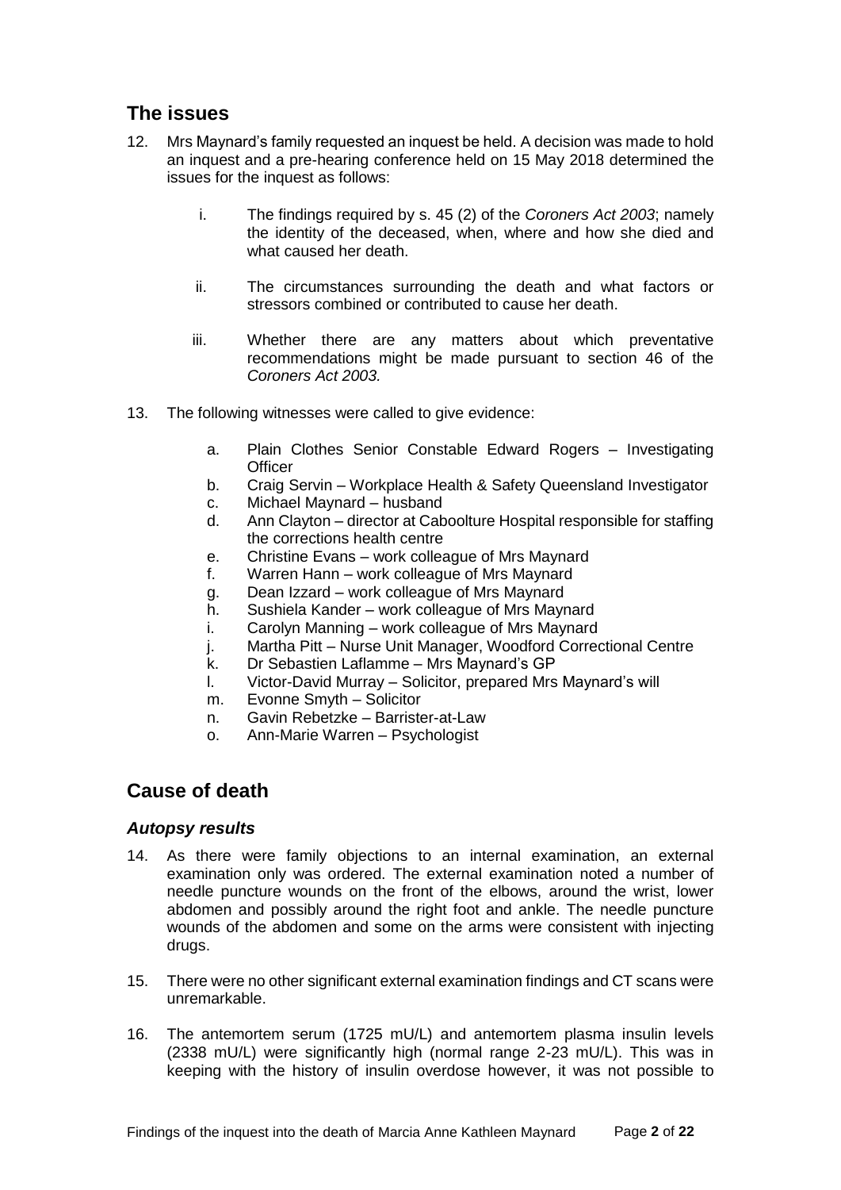## The issues

12. Mrs Maynard's family requested an inquest be held. A decision was made to hold an inquest and a pre-hearing conference held on 15 May 2018 determined the issues for the inquest as follows:

    i. The findings required by s. 45 (2) of the *Coroners Act 2003*; namely the identity of the deceased, when, where and how she died and what caused her death.

    ii. The circumstances surrounding the death and what factors or stressors combined or contributed to cause her death.

    iii. Whether there are any matters about which preventative recommendations might be made pursuant to section 46 of the *Coroners Act 2003.*

13. The following witnesses were called to give evidence:

    a. Plain Clothes Senior Constable Edward Rogers – Investigating Officer
    b. Craig Servin – Workplace Health & Safety Queensland Investigator
    c. Michael Maynard – husband
    d. Ann Clayton – director at Caboolture Hospital responsible for staffing the corrections health centre
    e. Christine Evans – work colleague of Mrs Maynard
    f. Warren Hann – work colleague of Mrs Maynard
    g. Dean Izzard – work colleague of Mrs Maynard
    h. Sushiela Kander – work colleague of Mrs Maynard
    i. Carolyn Manning – work colleague of Mrs Maynard
    j. Martha Pitt – Nurse Unit Manager, Woodford Correctional Centre
    k. Dr Sebastien Laflamme – Mrs Maynard's GP
    l. Victor-David Murray – Solicitor, prepared Mrs Maynard's will
    m. Evonne Smyth – Solicitor
    n. Gavin Rebetzke – Barrister-at-Law
    o. Ann-Marie Warren – Psychologist

## Cause of death

### *Autopsy results*

14. As there were family objections to an internal examination, an external examination only was ordered. The external examination noted a number of needle puncture wounds on the front of the elbows, around the wrist, lower abdomen and possibly around the right foot and ankle. The needle puncture wounds of the abdomen and some on the arms were consistent with injecting drugs.

15. There were no other significant external examination findings and CT scans were unremarkable.

16. The antemortem serum (1725 mU/L) and antemortem plasma insulin levels (2338 mU/L) were significantly high (normal range 2-23 mU/L). This was in keeping with the history of insulin overdose however, it was not possible to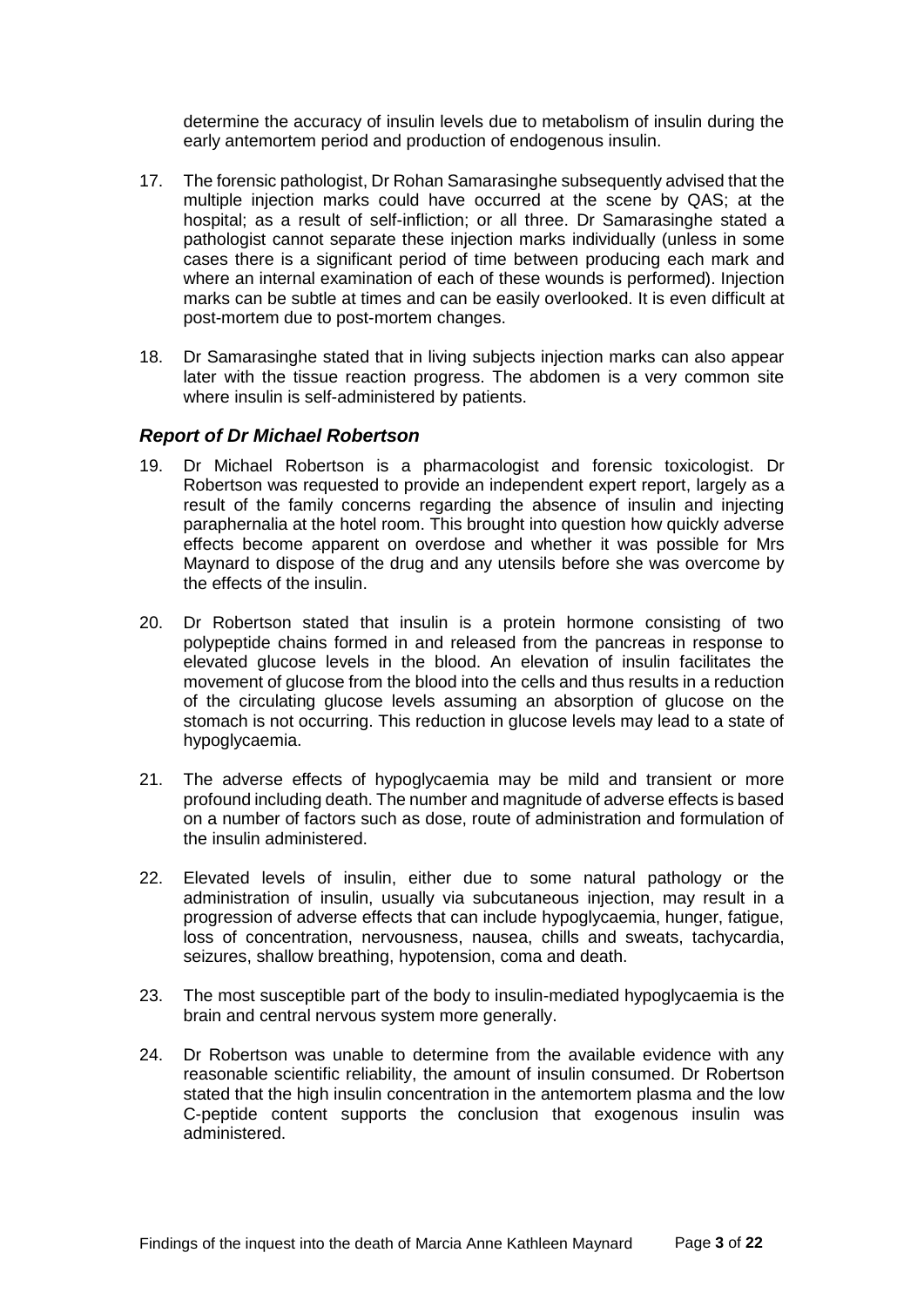determine the accuracy of insulin levels due to metabolism of insulin during the early antemortem period and production of endogenous insulin.

17. The forensic pathologist, Dr Rohan Samarasinghe subsequently advised that the multiple injection marks could have occurred at the scene by QAS; at the hospital; as a result of self-infliction; or all three. Dr Samarasinghe stated a pathologist cannot separate these injection marks individually (unless in some cases there is a significant period of time between producing each mark and where an internal examination of each of these wounds is performed). Injection marks can be subtle at times and can be easily overlooked. It is even difficult at post-mortem due to post-mortem changes.

18. Dr Samarasinghe stated that in living subjects injection marks can also appear later with the tissue reaction progress. The abdomen is a very common site where insulin is self-administered by patients.

### *Report of Dr Michael Robertson*

19. Dr Michael Robertson is a pharmacologist and forensic toxicologist. Dr Robertson was requested to provide an independent expert report, largely as a result of the family concerns regarding the absence of insulin and injecting paraphernalia at the hotel room. This brought into question how quickly adverse effects become apparent on overdose and whether it was possible for Mrs Maynard to dispose of the drug and any utensils before she was overcome by the effects of the insulin.

20. Dr Robertson stated that insulin is a protein hormone consisting of two polypeptide chains formed in and released from the pancreas in response to elevated glucose levels in the blood. An elevation of insulin facilitates the movement of glucose from the blood into the cells and thus results in a reduction of the circulating glucose levels assuming an absorption of glucose on the stomach is not occurring. This reduction in glucose levels may lead to a state of hypoglycaemia.

21. The adverse effects of hypoglycaemia may be mild and transient or more profound including death. The number and magnitude of adverse effects is based on a number of factors such as dose, route of administration and formulation of the insulin administered.

22. Elevated levels of insulin, either due to some natural pathology or the administration of insulin, usually via subcutaneous injection, may result in a progression of adverse effects that can include hypoglycaemia, hunger, fatigue, loss of concentration, nervousness, nausea, chills and sweats, tachycardia, seizures, shallow breathing, hypotension, coma and death.

23. The most susceptible part of the body to insulin-mediated hypoglycaemia is the brain and central nervous system more generally.

24. Dr Robertson was unable to determine from the available evidence with any reasonable scientific reliability, the amount of insulin consumed. Dr Robertson stated that the high insulin concentration in the antemortem plasma and the low C-peptide content supports the conclusion that exogenous insulin was administered.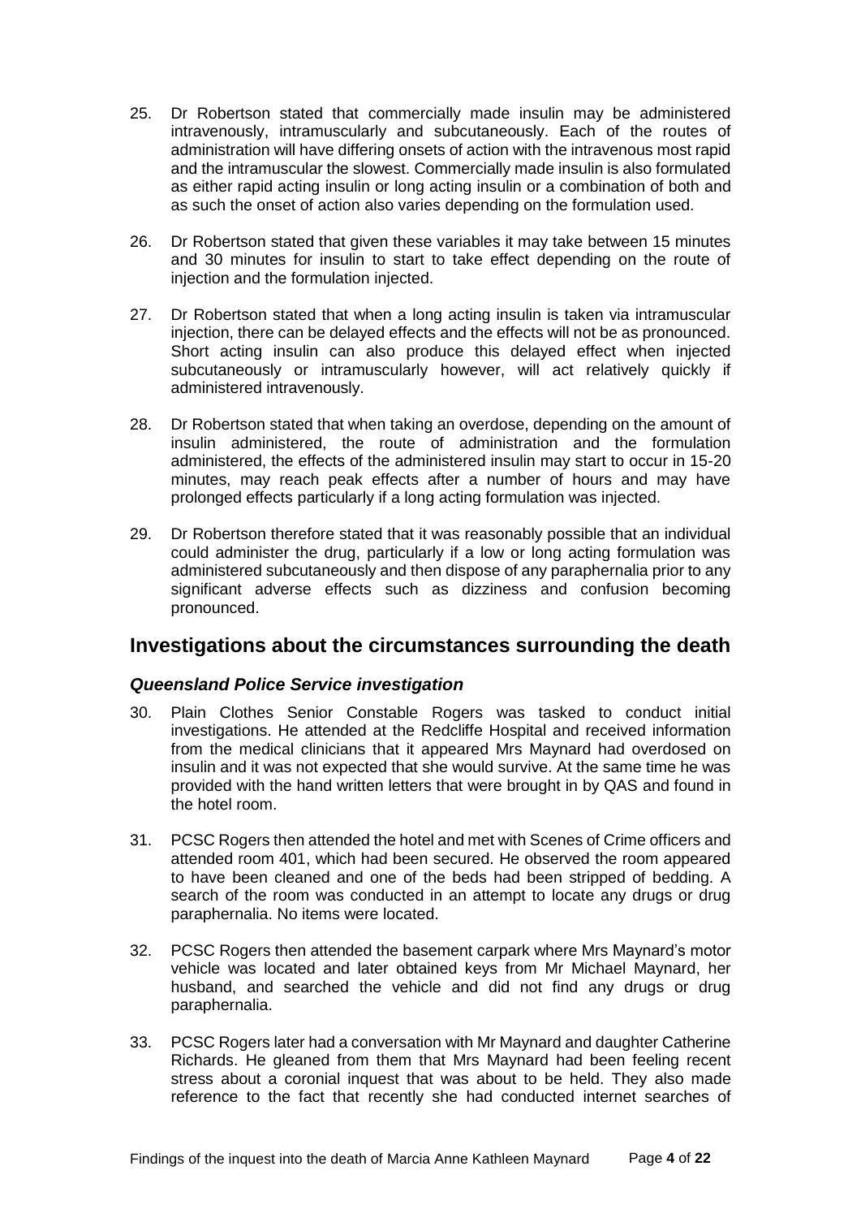25. Dr Robertson stated that commercially made insulin may be administered intravenously, intramuscularly and subcutaneously. Each of the routes of administration will have differing onsets of action with the intravenous most rapid and the intramuscular the slowest. Commercially made insulin is also formulated as either rapid acting insulin or long acting insulin or a combination of both and as such the onset of action also varies depending on the formulation used.

26. Dr Robertson stated that given these variables it may take between 15 minutes and 30 minutes for insulin to start to take effect depending on the route of injection and the formulation injected.

27. Dr Robertson stated that when a long acting insulin is taken via intramuscular injection, there can be delayed effects and the effects will not be as pronounced. Short acting insulin can also produce this delayed effect when injected subcutaneously or intramuscularly however, will act relatively quickly if administered intravenously.

28. Dr Robertson stated that when taking an overdose, depending on the amount of insulin administered, the route of administration and the formulation administered, the effects of the administered insulin may start to occur in 15-20 minutes, may reach peak effects after a number of hours and may have prolonged effects particularly if a long acting formulation was injected.

29. Dr Robertson therefore stated that it was reasonably possible that an individual could administer the drug, particularly if a low or long acting formulation was administered subcutaneously and then dispose of any paraphernalia prior to any significant adverse effects such as dizziness and confusion becoming pronounced.

## Investigations about the circumstances surrounding the death

### *Queensland Police Service investigation*

30. Plain Clothes Senior Constable Rogers was tasked to conduct initial investigations. He attended at the Redcliffe Hospital and received information from the medical clinicians that it appeared Mrs Maynard had overdosed on insulin and it was not expected that she would survive. At the same time he was provided with the hand written letters that were brought in by QAS and found in the hotel room.

31. PCSC Rogers then attended the hotel and met with Scenes of Crime officers and attended room 401, which had been secured. He observed the room appeared to have been cleaned and one of the beds had been stripped of bedding. A search of the room was conducted in an attempt to locate any drugs or drug paraphernalia. No items were located.

32. PCSC Rogers then attended the basement carpark where Mrs Maynard's motor vehicle was located and later obtained keys from Mr Michael Maynard, her husband, and searched the vehicle and did not find any drugs or drug paraphernalia.

33. PCSC Rogers later had a conversation with Mr Maynard and daughter Catherine Richards. He gleaned from them that Mrs Maynard had been feeling recent stress about a coronial inquest that was about to be held. They also made reference to the fact that recently she had conducted internet searches of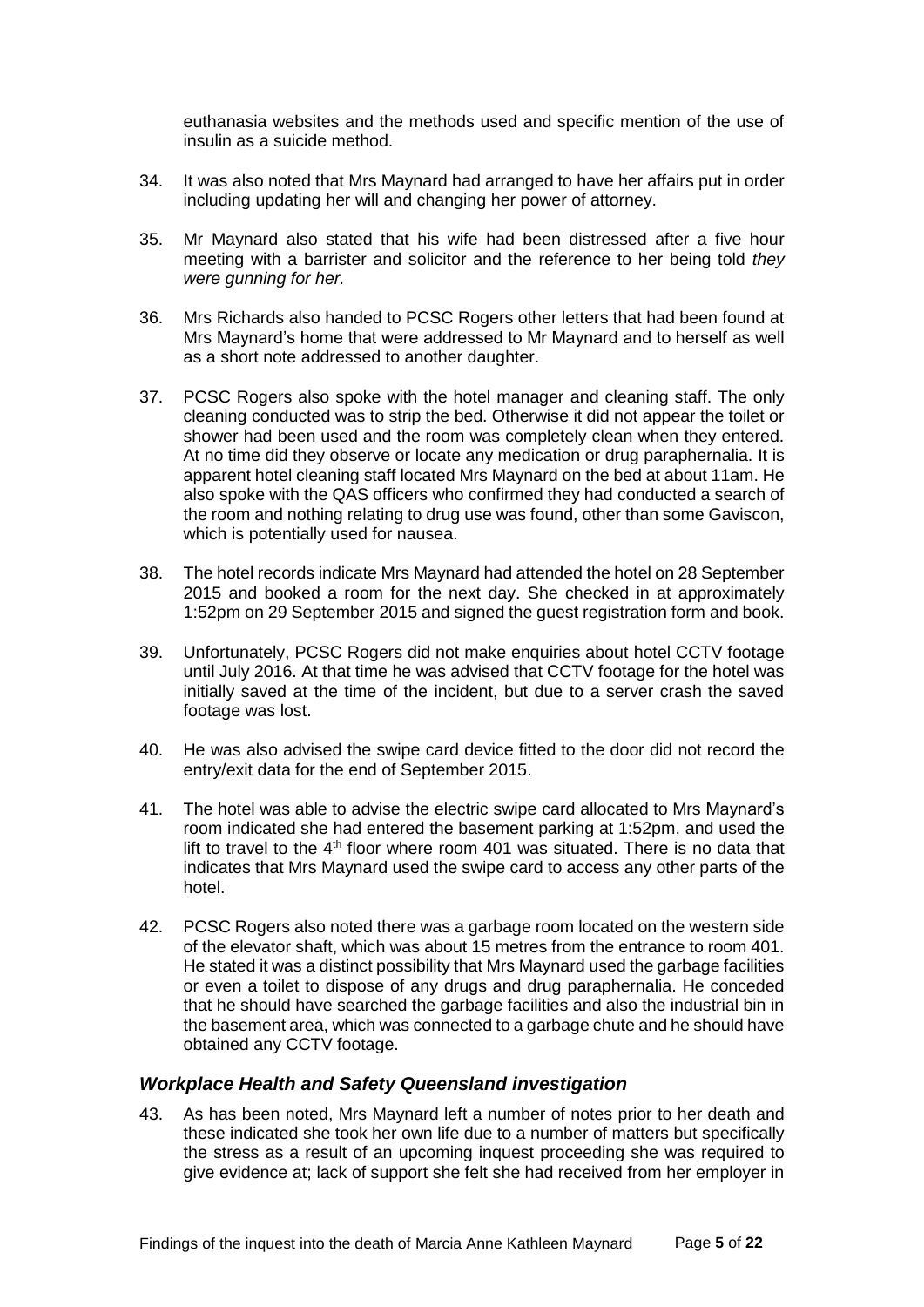euthanasia websites and the methods used and specific mention of the use of insulin as a suicide method.

34. It was also noted that Mrs Maynard had arranged to have her affairs put in order including updating her will and changing her power of attorney.

35. Mr Maynard also stated that his wife had been distressed after a five hour meeting with a barrister and solicitor and the reference to her being told *they were gunning for her.*

36. Mrs Richards also handed to PCSC Rogers other letters that had been found at Mrs Maynard's home that were addressed to Mr Maynard and to herself as well as a short note addressed to another daughter.

37. PCSC Rogers also spoke with the hotel manager and cleaning staff. The only cleaning conducted was to strip the bed. Otherwise it did not appear the toilet or shower had been used and the room was completely clean when they entered. At no time did they observe or locate any medication or drug paraphernalia. It is apparent hotel cleaning staff located Mrs Maynard on the bed at about 11am. He also spoke with the QAS officers who confirmed they had conducted a search of the room and nothing relating to drug use was found, other than some Gaviscon, which is potentially used for nausea.

38. The hotel records indicate Mrs Maynard had attended the hotel on 28 September 2015 and booked a room for the next day. She checked in at approximately 1:52pm on 29 September 2015 and signed the guest registration form and book.

39. Unfortunately, PCSC Rogers did not make enquiries about hotel CCTV footage until July 2016. At that time he was advised that CCTV footage for the hotel was initially saved at the time of the incident, but due to a server crash the saved footage was lost.

40. He was also advised the swipe card device fitted to the door did not record the entry/exit data for the end of September 2015.

41. The hotel was able to advise the electric swipe card allocated to Mrs Maynard's room indicated she had entered the basement parking at 1:52pm, and used the lift to travel to the 4th floor where room 401 was situated. There is no data that indicates that Mrs Maynard used the swipe card to access any other parts of the hotel.

42. PCSC Rogers also noted there was a garbage room located on the western side of the elevator shaft, which was about 15 metres from the entrance to room 401. He stated it was a distinct possibility that Mrs Maynard used the garbage facilities or even a toilet to dispose of any drugs and drug paraphernalia. He conceded that he should have searched the garbage facilities and also the industrial bin in the basement area, which was connected to a garbage chute and he should have obtained any CCTV footage.

### *Workplace Health and Safety Queensland investigation*

43. As has been noted, Mrs Maynard left a number of notes prior to her death and these indicated she took her own life due to a number of matters but specifically the stress as a result of an upcoming inquest proceeding she was required to give evidence at; lack of support she felt she had received from her employer in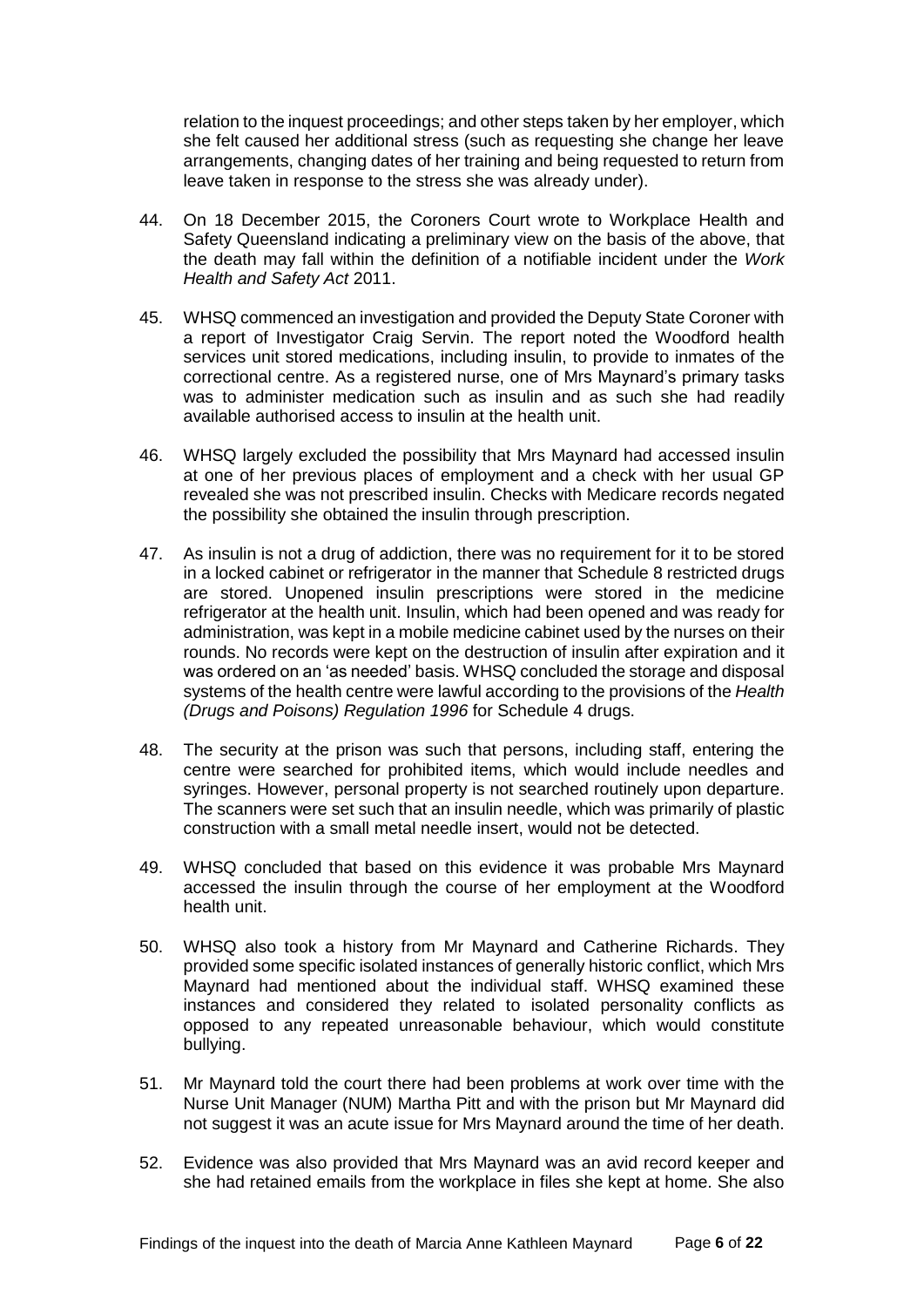relation to the inquest proceedings; and other steps taken by her employer, which she felt caused her additional stress (such as requesting she change her leave arrangements, changing dates of her training and being requested to return from leave taken in response to the stress she was already under).

44. On 18 December 2015, the Coroners Court wrote to Workplace Health and Safety Queensland indicating a preliminary view on the basis of the above, that the death may fall within the definition of a notifiable incident under the *Work Health and Safety Act* 2011.

45. WHSQ commenced an investigation and provided the Deputy State Coroner with a report of Investigator Craig Servin. The report noted the Woodford health services unit stored medications, including insulin, to provide to inmates of the correctional centre. As a registered nurse, one of Mrs Maynard's primary tasks was to administer medication such as insulin and as such she had readily available authorised access to insulin at the health unit.

46. WHSQ largely excluded the possibility that Mrs Maynard had accessed insulin at one of her previous places of employment and a check with her usual GP revealed she was not prescribed insulin. Checks with Medicare records negated the possibility she obtained the insulin through prescription.

47. As insulin is not a drug of addiction, there was no requirement for it to be stored in a locked cabinet or refrigerator in the manner that Schedule 8 restricted drugs are stored. Unopened insulin prescriptions were stored in the medicine refrigerator at the health unit. Insulin, which had been opened and was ready for administration, was kept in a mobile medicine cabinet used by the nurses on their rounds. No records were kept on the destruction of insulin after expiration and it was ordered on an 'as needed' basis. WHSQ concluded the storage and disposal systems of the health centre were lawful according to the provisions of the *Health (Drugs and Poisons) Regulation 1996* for Schedule 4 drugs.

48. The security at the prison was such that persons, including staff, entering the centre were searched for prohibited items, which would include needles and syringes. However, personal property is not searched routinely upon departure. The scanners were set such that an insulin needle, which was primarily of plastic construction with a small metal needle insert, would not be detected.

49. WHSQ concluded that based on this evidence it was probable Mrs Maynard accessed the insulin through the course of her employment at the Woodford health unit.

50. WHSQ also took a history from Mr Maynard and Catherine Richards. They provided some specific isolated instances of generally historic conflict, which Mrs Maynard had mentioned about the individual staff. WHSQ examined these instances and considered they related to isolated personality conflicts as opposed to any repeated unreasonable behaviour, which would constitute bullying.

51. Mr Maynard told the court there had been problems at work over time with the Nurse Unit Manager (NUM) Martha Pitt and with the prison but Mr Maynard did not suggest it was an acute issue for Mrs Maynard around the time of her death.

52. Evidence was also provided that Mrs Maynard was an avid record keeper and she had retained emails from the workplace in files she kept at home. She also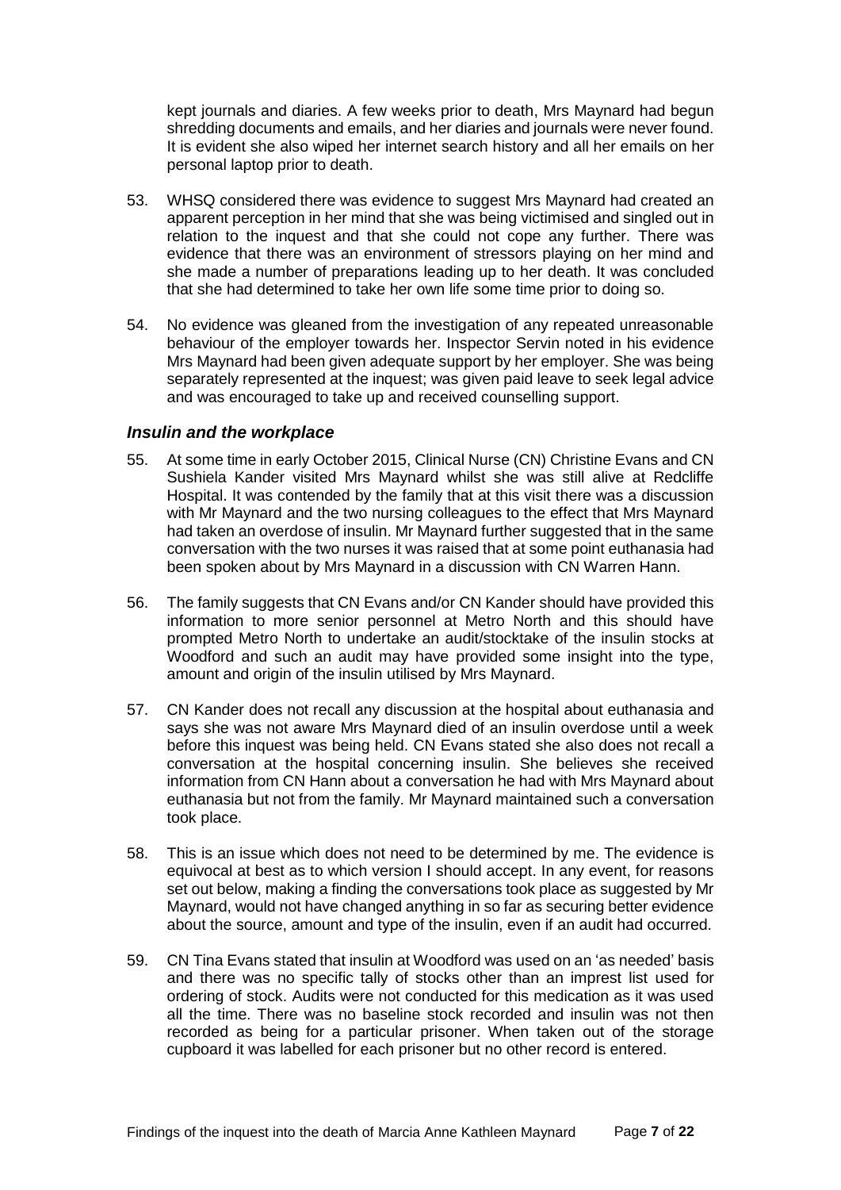kept journals and diaries. A few weeks prior to death, Mrs Maynard had begun shredding documents and emails, and her diaries and journals were never found. It is evident she also wiped her internet search history and all her emails on her personal laptop prior to death.

53. WHSQ considered there was evidence to suggest Mrs Maynard had created an apparent perception in her mind that she was being victimised and singled out in relation to the inquest and that she could not cope any further. There was evidence that there was an environment of stressors playing on her mind and she made a number of preparations leading up to her death. It was concluded that she had determined to take her own life some time prior to doing so.

54. No evidence was gleaned from the investigation of any repeated unreasonable behaviour of the employer towards her. Inspector Servin noted in his evidence Mrs Maynard had been given adequate support by her employer. She was being separately represented at the inquest; was given paid leave to seek legal advice and was encouraged to take up and received counselling support.

### *Insulin and the workplace*

55. At some time in early October 2015, Clinical Nurse (CN) Christine Evans and CN Sushiela Kander visited Mrs Maynard whilst she was still alive at Redcliffe Hospital. It was contended by the family that at this visit there was a discussion with Mr Maynard and the two nursing colleagues to the effect that Mrs Maynard had taken an overdose of insulin. Mr Maynard further suggested that in the same conversation with the two nurses it was raised that at some point euthanasia had been spoken about by Mrs Maynard in a discussion with CN Warren Hann.

56. The family suggests that CN Evans and/or CN Kander should have provided this information to more senior personnel at Metro North and this should have prompted Metro North to undertake an audit/stocktake of the insulin stocks at Woodford and such an audit may have provided some insight into the type, amount and origin of the insulin utilised by Mrs Maynard.

57. CN Kander does not recall any discussion at the hospital about euthanasia and says she was not aware Mrs Maynard died of an insulin overdose until a week before this inquest was being held. CN Evans stated she also does not recall a conversation at the hospital concerning insulin. She believes she received information from CN Hann about a conversation he had with Mrs Maynard about euthanasia but not from the family. Mr Maynard maintained such a conversation took place.

58. This is an issue which does not need to be determined by me. The evidence is equivocal at best as to which version I should accept. In any event, for reasons set out below, making a finding the conversations took place as suggested by Mr Maynard, would not have changed anything in so far as securing better evidence about the source, amount and type of the insulin, even if an audit had occurred.

59. CN Tina Evans stated that insulin at Woodford was used on an 'as needed' basis and there was no specific tally of stocks other than an imprest list used for ordering of stock. Audits were not conducted for this medication as it was used all the time. There was no baseline stock recorded and insulin was not then recorded as being for a particular prisoner. When taken out of the storage cupboard it was labelled for each prisoner but no other record is entered.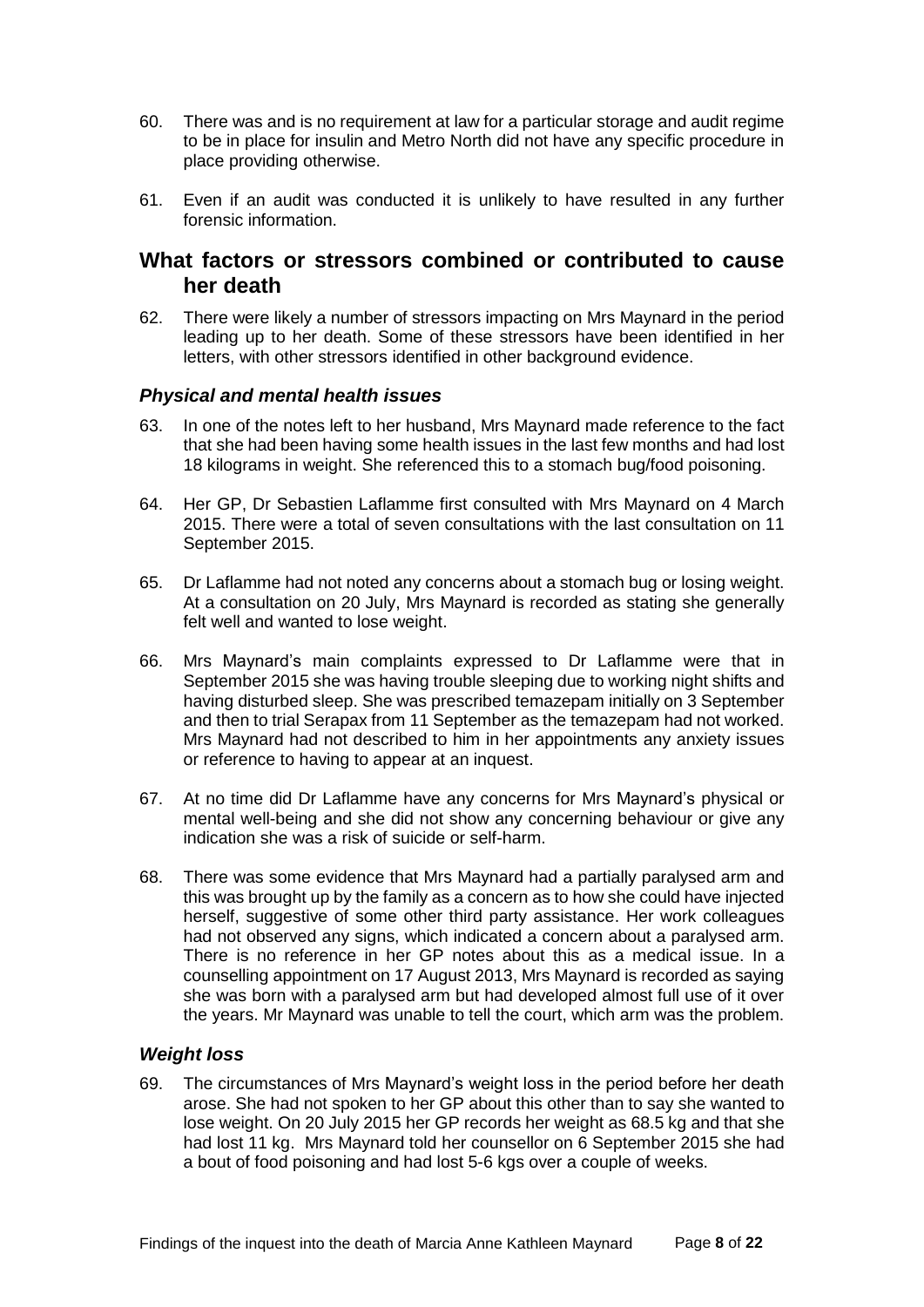60. There was and is no requirement at law for a particular storage and audit regime to be in place for insulin and Metro North did not have any specific procedure in place providing otherwise.

61. Even if an audit was conducted it is unlikely to have resulted in any further forensic information.

## What factors or stressors combined or contributed to cause her death

62. There were likely a number of stressors impacting on Mrs Maynard in the period leading up to her death. Some of these stressors have been identified in her letters, with other stressors identified in other background evidence.

### *Physical and mental health issues*

63. In one of the notes left to her husband, Mrs Maynard made reference to the fact that she had been having some health issues in the last few months and had lost 18 kilograms in weight. She referenced this to a stomach bug/food poisoning.

64. Her GP, Dr Sebastien Laflamme first consulted with Mrs Maynard on 4 March 2015. There were a total of seven consultations with the last consultation on 11 September 2015.

65. Dr Laflamme had not noted any concerns about a stomach bug or losing weight. At a consultation on 20 July, Mrs Maynard is recorded as stating she generally felt well and wanted to lose weight.

66. Mrs Maynard's main complaints expressed to Dr Laflamme were that in September 2015 she was having trouble sleeping due to working night shifts and having disturbed sleep. She was prescribed temazepam initially on 3 September and then to trial Serapax from 11 September as the temazepam had not worked. Mrs Maynard had not described to him in her appointments any anxiety issues or reference to having to appear at an inquest.

67. At no time did Dr Laflamme have any concerns for Mrs Maynard's physical or mental well-being and she did not show any concerning behaviour or give any indication she was a risk of suicide or self-harm.

68. There was some evidence that Mrs Maynard had a partially paralysed arm and this was brought up by the family as a concern as to how she could have injected herself, suggestive of some other third party assistance. Her work colleagues had not observed any signs, which indicated a concern about a paralysed arm. There is no reference in her GP notes about this as a medical issue. In a counselling appointment on 17 August 2013, Mrs Maynard is recorded as saying she was born with a paralysed arm but had developed almost full use of it over the years. Mr Maynard was unable to tell the court, which arm was the problem.

### *Weight loss*

69. The circumstances of Mrs Maynard's weight loss in the period before her death arose. She had not spoken to her GP about this other than to say she wanted to lose weight. On 20 July 2015 her GP records her weight as 68.5 kg and that she had lost 11 kg. Mrs Maynard told her counsellor on 6 September 2015 she had a bout of food poisoning and had lost 5-6 kgs over a couple of weeks.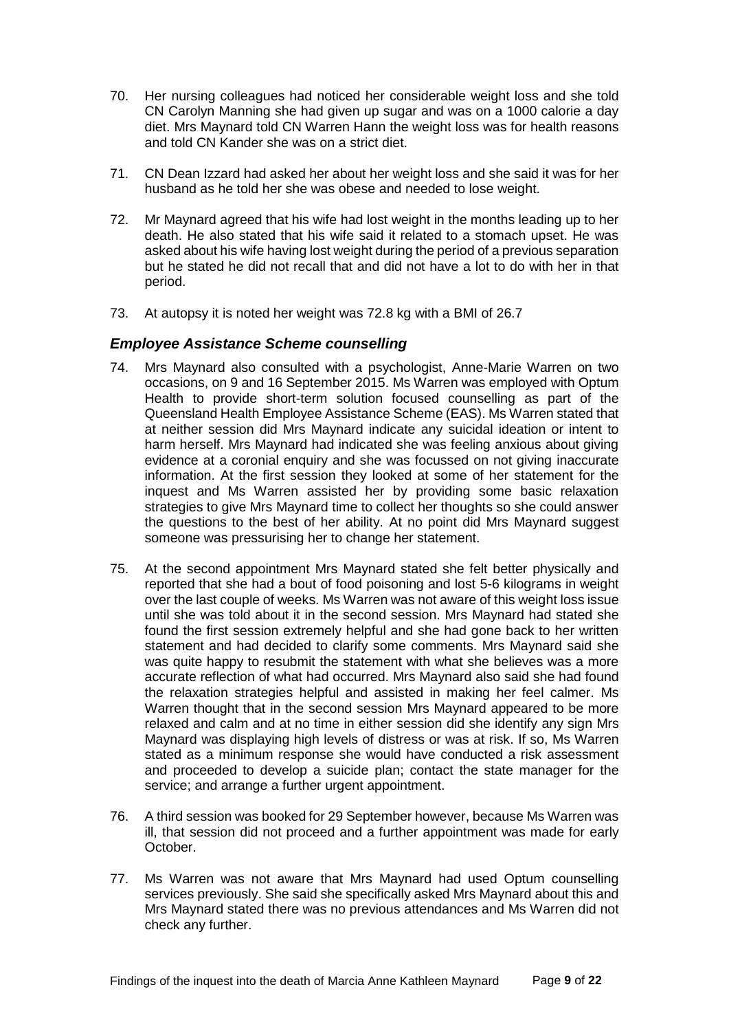70. Her nursing colleagues had noticed her considerable weight loss and she told CN Carolyn Manning she had given up sugar and was on a 1000 calorie a day diet. Mrs Maynard told CN Warren Hann the weight loss was for health reasons and told CN Kander she was on a strict diet.

71. CN Dean Izzard had asked her about her weight loss and she said it was for her husband as he told her she was obese and needed to lose weight.

72. Mr Maynard agreed that his wife had lost weight in the months leading up to her death. He also stated that his wife said it related to a stomach upset. He was asked about his wife having lost weight during the period of a previous separation but he stated he did not recall that and did not have a lot to do with her in that period.

73. At autopsy it is noted her weight was 72.8 kg with a BMI of 26.7

### *Employee Assistance Scheme counselling*

74. Mrs Maynard also consulted with a psychologist, Anne-Marie Warren on two occasions, on 9 and 16 September 2015. Ms Warren was employed with Optum Health to provide short-term solution focused counselling as part of the Queensland Health Employee Assistance Scheme (EAS). Ms Warren stated that at neither session did Mrs Maynard indicate any suicidal ideation or intent to harm herself. Mrs Maynard had indicated she was feeling anxious about giving evidence at a coronial enquiry and she was focussed on not giving inaccurate information. At the first session they looked at some of her statement for the inquest and Ms Warren assisted her by providing some basic relaxation strategies to give Mrs Maynard time to collect her thoughts so she could answer the questions to the best of her ability. At no point did Mrs Maynard suggest someone was pressurising her to change her statement.

75. At the second appointment Mrs Maynard stated she felt better physically and reported that she had a bout of food poisoning and lost 5-6 kilograms in weight over the last couple of weeks. Ms Warren was not aware of this weight loss issue until she was told about it in the second session. Mrs Maynard had stated she found the first session extremely helpful and she had gone back to her written statement and had decided to clarify some comments. Mrs Maynard said she was quite happy to resubmit the statement with what she believes was a more accurate reflection of what had occurred. Mrs Maynard also said she had found the relaxation strategies helpful and assisted in making her feel calmer. Ms Warren thought that in the second session Mrs Maynard appeared to be more relaxed and calm and at no time in either session did she identify any sign Mrs Maynard was displaying high levels of distress or was at risk. If so, Ms Warren stated as a minimum response she would have conducted a risk assessment and proceeded to develop a suicide plan; contact the state manager for the service; and arrange a further urgent appointment.

76. A third session was booked for 29 September however, because Ms Warren was ill, that session did not proceed and a further appointment was made for early October.

77. Ms Warren was not aware that Mrs Maynard had used Optum counselling services previously. She said she specifically asked Mrs Maynard about this and Mrs Maynard stated there was no previous attendances and Ms Warren did not check any further.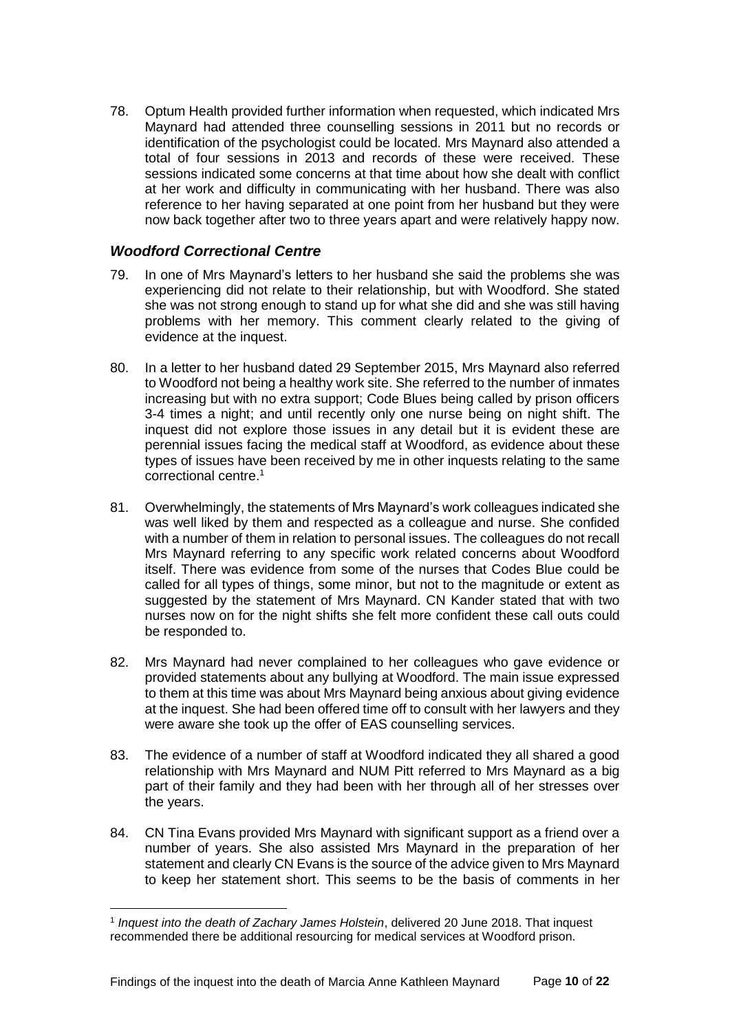78. Optum Health provided further information when requested, which indicated Mrs Maynard had attended three counselling sessions in 2011 but no records or identification of the psychologist could be located. Mrs Maynard also attended a total of four sessions in 2013 and records of these were received. These sessions indicated some concerns at that time about how she dealt with conflict at her work and difficulty in communicating with her husband. There was also reference to her having separated at one point from her husband but they were now back together after two to three years apart and were relatively happy now.

### *Woodford Correctional Centre*

79. In one of Mrs Maynard's letters to her husband she said the problems she was experiencing did not relate to their relationship, but with Woodford. She stated she was not strong enough to stand up for what she did and she was still having problems with her memory. This comment clearly related to the giving of evidence at the inquest.

80. In a letter to her husband dated 29 September 2015, Mrs Maynard also referred to Woodford not being a healthy work site. She referred to the number of inmates increasing but with no extra support; Code Blues being called by prison officers 3-4 times a night; and until recently only one nurse being on night shift. The inquest did not explore those issues in any detail but it is evident these are perennial issues facing the medical staff at Woodford, as evidence about these types of issues have been received by me in other inquests relating to the same correctional centre.[1]

81. Overwhelmingly, the statements of Mrs Maynard's work colleagues indicated she was well liked by them and respected as a colleague and nurse. She confided with a number of them in relation to personal issues. The colleagues do not recall Mrs Maynard referring to any specific work related concerns about Woodford itself. There was evidence from some of the nurses that Codes Blue could be called for all types of things, some minor, but not to the magnitude or extent as suggested by the statement of Mrs Maynard. CN Kander stated that with two nurses now on for the night shifts she felt more confident these call outs could be responded to.

82. Mrs Maynard had never complained to her colleagues who gave evidence or provided statements about any bullying at Woodford. The main issue expressed to them at this time was about Mrs Maynard being anxious about giving evidence at the inquest. She had been offered time off to consult with her lawyers and they were aware she took up the offer of EAS counselling services.

83. The evidence of a number of staff at Woodford indicated they all shared a good relationship with Mrs Maynard and NUM Pitt referred to Mrs Maynard as a big part of their family and they had been with her through all of her stresses over the years.

84. CN Tina Evans provided Mrs Maynard with significant support as a friend over a number of years. She also assisted Mrs Maynard in the preparation of her statement and clearly CN Evans is the source of the advice given to Mrs Maynard to keep her statement short. This seems to be the basis of comments in her

[1] *Inquest into the death of Zachary James Holstein*, delivered 20 June 2018. That inquest recommended there be additional resourcing for medical services at Woodford prison.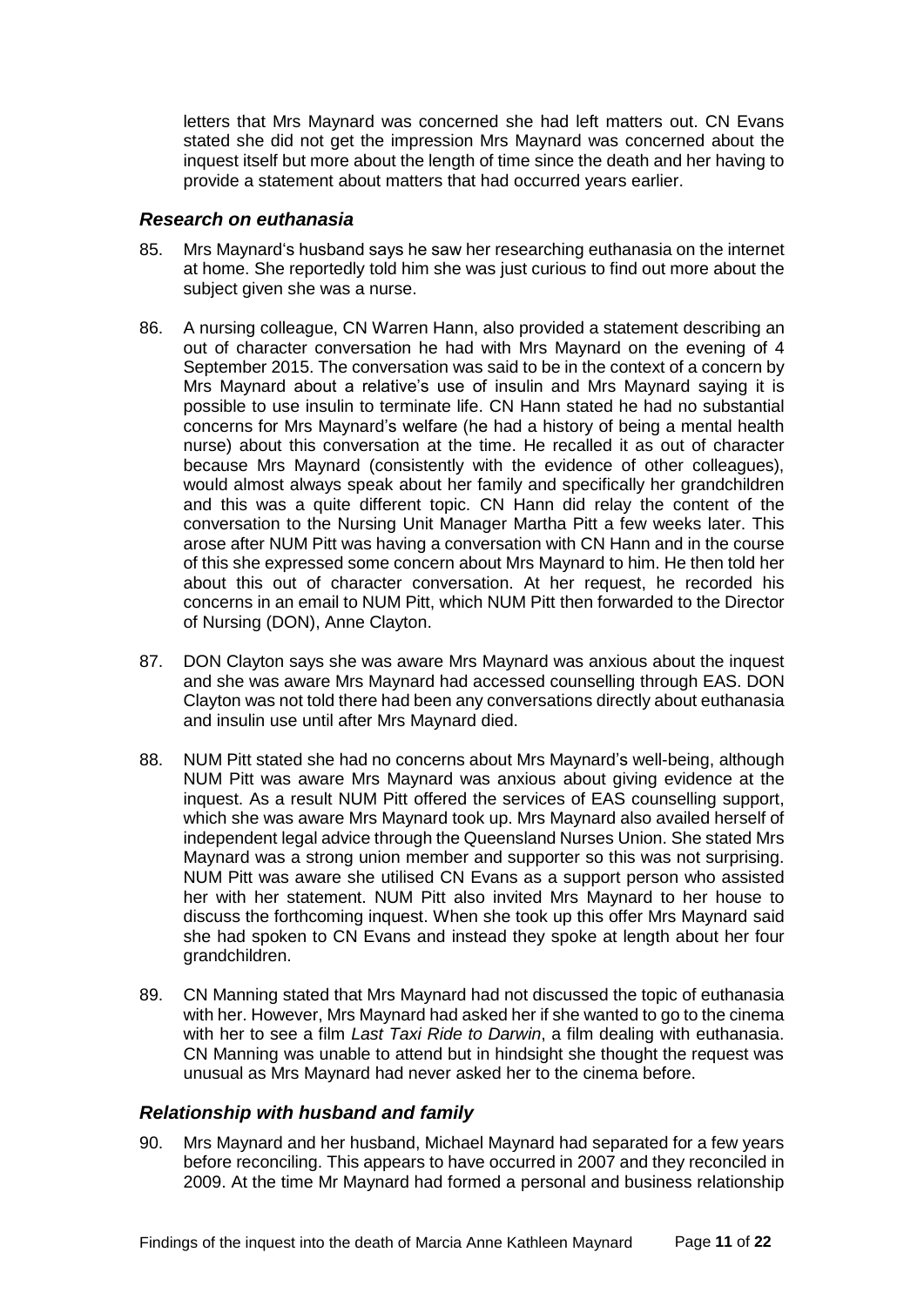letters that Mrs Maynard was concerned she had left matters out. CN Evans stated she did not get the impression Mrs Maynard was concerned about the inquest itself but more about the length of time since the death and her having to provide a statement about matters that had occurred years earlier.

### *Research on euthanasia*

85. Mrs Maynard's husband says he saw her researching euthanasia on the internet at home. She reportedly told him she was just curious to find out more about the subject given she was a nurse.

86. A nursing colleague, CN Warren Hann, also provided a statement describing an out of character conversation he had with Mrs Maynard on the evening of 4 September 2015. The conversation was said to be in the context of a concern by Mrs Maynard about a relative's use of insulin and Mrs Maynard saying it is possible to use insulin to terminate life. CN Hann stated he had no substantial concerns for Mrs Maynard's welfare (he had a history of being a mental health nurse) about this conversation at the time. He recalled it as out of character because Mrs Maynard (consistently with the evidence of other colleagues), would almost always speak about her family and specifically her grandchildren and this was a quite different topic. CN Hann did relay the content of the conversation to the Nursing Unit Manager Martha Pitt a few weeks later. This arose after NUM Pitt was having a conversation with CN Hann and in the course of this she expressed some concern about Mrs Maynard to him. He then told her about this out of character conversation. At her request, he recorded his concerns in an email to NUM Pitt, which NUM Pitt then forwarded to the Director of Nursing (DON), Anne Clayton.

87. DON Clayton says she was aware Mrs Maynard was anxious about the inquest and she was aware Mrs Maynard had accessed counselling through EAS. DON Clayton was not told there had been any conversations directly about euthanasia and insulin use until after Mrs Maynard died.

88. NUM Pitt stated she had no concerns about Mrs Maynard's well-being, although NUM Pitt was aware Mrs Maynard was anxious about giving evidence at the inquest. As a result NUM Pitt offered the services of EAS counselling support, which she was aware Mrs Maynard took up. Mrs Maynard also availed herself of independent legal advice through the Queensland Nurses Union. She stated Mrs Maynard was a strong union member and supporter so this was not surprising. NUM Pitt was aware she utilised CN Evans as a support person who assisted her with her statement. NUM Pitt also invited Mrs Maynard to her house to discuss the forthcoming inquest. When she took up this offer Mrs Maynard said she had spoken to CN Evans and instead they spoke at length about her four grandchildren.

89. CN Manning stated that Mrs Maynard had not discussed the topic of euthanasia with her. However, Mrs Maynard had asked her if she wanted to go to the cinema with her to see a film *Last Taxi Ride to Darwin*, a film dealing with euthanasia. CN Manning was unable to attend but in hindsight she thought the request was unusual as Mrs Maynard had never asked her to the cinema before.

### *Relationship with husband and family*

90. Mrs Maynard and her husband, Michael Maynard had separated for a few years before reconciling. This appears to have occurred in 2007 and they reconciled in 2009. At the time Mr Maynard had formed a personal and business relationship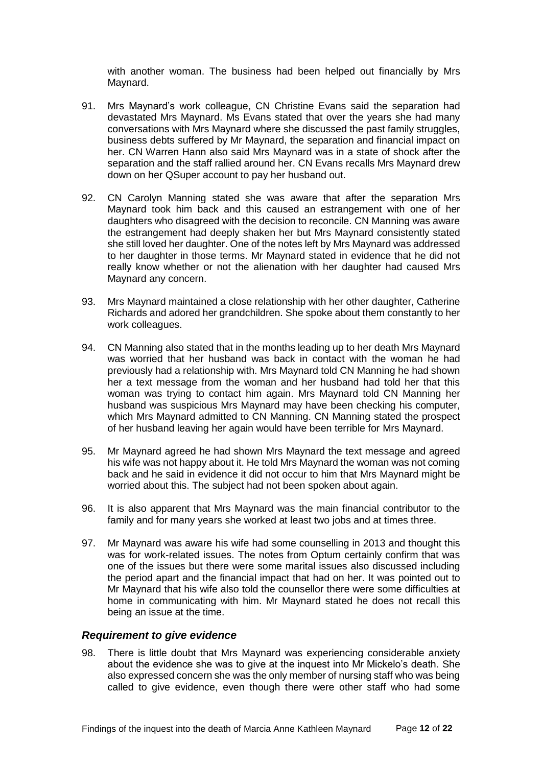with another woman. The business had been helped out financially by Mrs Maynard.

91. Mrs Maynard's work colleague, CN Christine Evans said the separation had devastated Mrs Maynard. Ms Evans stated that over the years she had many conversations with Mrs Maynard where she discussed the past family struggles, business debts suffered by Mr Maynard, the separation and financial impact on her. CN Warren Hann also said Mrs Maynard was in a state of shock after the separation and the staff rallied around her. CN Evans recalls Mrs Maynard drew down on her QSuper account to pay her husband out.

92. CN Carolyn Manning stated she was aware that after the separation Mrs Maynard took him back and this caused an estrangement with one of her daughters who disagreed with the decision to reconcile. CN Manning was aware the estrangement had deeply shaken her but Mrs Maynard consistently stated she still loved her daughter. One of the notes left by Mrs Maynard was addressed to her daughter in those terms. Mr Maynard stated in evidence that he did not really know whether or not the alienation with her daughter had caused Mrs Maynard any concern.

93. Mrs Maynard maintained a close relationship with her other daughter, Catherine Richards and adored her grandchildren. She spoke about them constantly to her work colleagues.

94. CN Manning also stated that in the months leading up to her death Mrs Maynard was worried that her husband was back in contact with the woman he had previously had a relationship with. Mrs Maynard told CN Manning he had shown her a text message from the woman and her husband had told her that this woman was trying to contact him again. Mrs Maynard told CN Manning her husband was suspicious Mrs Maynard may have been checking his computer, which Mrs Maynard admitted to CN Manning. CN Manning stated the prospect of her husband leaving her again would have been terrible for Mrs Maynard.

95. Mr Maynard agreed he had shown Mrs Maynard the text message and agreed his wife was not happy about it. He told Mrs Maynard the woman was not coming back and he said in evidence it did not occur to him that Mrs Maynard might be worried about this. The subject had not been spoken about again.

96. It is also apparent that Mrs Maynard was the main financial contributor to the family and for many years she worked at least two jobs and at times three.

97. Mr Maynard was aware his wife had some counselling in 2013 and thought this was for work-related issues. The notes from Optum certainly confirm that was one of the issues but there were some marital issues also discussed including the period apart and the financial impact that had on her. It was pointed out to Mr Maynard that his wife also told the counsellor there were some difficulties at home in communicating with him. Mr Maynard stated he does not recall this being an issue at the time.

### *Requirement to give evidence*

98. There is little doubt that Mrs Maynard was experiencing considerable anxiety about the evidence she was to give at the inquest into Mr Mickelo's death. She also expressed concern she was the only member of nursing staff who was being called to give evidence, even though there were other staff who had some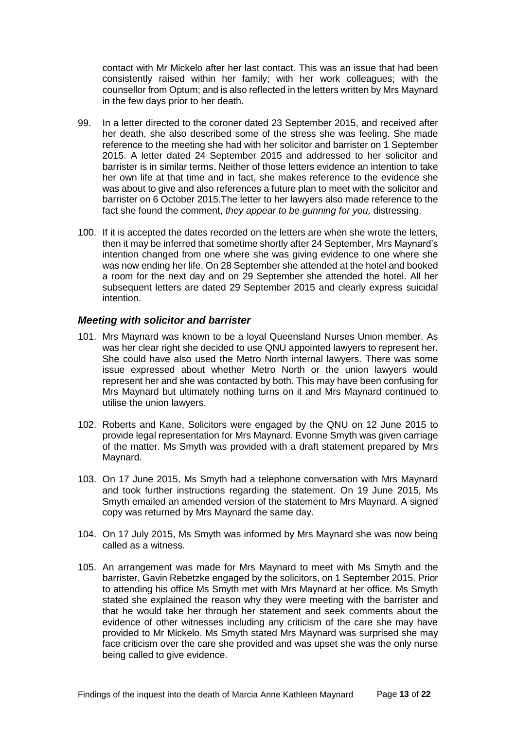contact with Mr Mickelo after her last contact. This was an issue that had been consistently raised within her family; with her work colleagues; with the counsellor from Optum; and is also reflected in the letters written by Mrs Maynard in the few days prior to her death.

99. In a letter directed to the coroner dated 23 September 2015, and received after her death, she also described some of the stress she was feeling. She made reference to the meeting she had with her solicitor and barrister on 1 September 2015. A letter dated 24 September 2015 and addressed to her solicitor and barrister is in similar terms. Neither of those letters evidence an intention to take her own life at that time and in fact, she makes reference to the evidence she was about to give and also references a future plan to meet with the solicitor and barrister on 6 October 2015.The letter to her lawyers also made reference to the fact she found the comment, *they appear to be gunning for you,* distressing.

100. If it is accepted the dates recorded on the letters are when she wrote the letters, then it may be inferred that sometime shortly after 24 September, Mrs Maynard's intention changed from one where she was giving evidence to one where she was now ending her life. On 28 September she attended at the hotel and booked a room for the next day and on 29 September she attended the hotel. All her subsequent letters are dated 29 September 2015 and clearly express suicidal intention.

### *Meeting with solicitor and barrister*

101. Mrs Maynard was known to be a loyal Queensland Nurses Union member. As was her clear right she decided to use QNU appointed lawyers to represent her. She could have also used the Metro North internal lawyers. There was some issue expressed about whether Metro North or the union lawyers would represent her and she was contacted by both. This may have been confusing for Mrs Maynard but ultimately nothing turns on it and Mrs Maynard continued to utilise the union lawyers.

102. Roberts and Kane, Solicitors were engaged by the QNU on 12 June 2015 to provide legal representation for Mrs Maynard. Evonne Smyth was given carriage of the matter. Ms Smyth was provided with a draft statement prepared by Mrs Maynard.

103. On 17 June 2015, Ms Smyth had a telephone conversation with Mrs Maynard and took further instructions regarding the statement. On 19 June 2015, Ms Smyth emailed an amended version of the statement to Mrs Maynard. A signed copy was returned by Mrs Maynard the same day.

104. On 17 July 2015, Ms Smyth was informed by Mrs Maynard she was now being called as a witness.

105. An arrangement was made for Mrs Maynard to meet with Ms Smyth and the barrister, Gavin Rebetzke engaged by the solicitors, on 1 September 2015. Prior to attending his office Ms Smyth met with Mrs Maynard at her office. Ms Smyth stated she explained the reason why they were meeting with the barrister and that he would take her through her statement and seek comments about the evidence of other witnesses including any criticism of the care she may have provided to Mr Mickelo. Ms Smyth stated Mrs Maynard was surprised she may face criticism over the care she provided and was upset she was the only nurse being called to give evidence.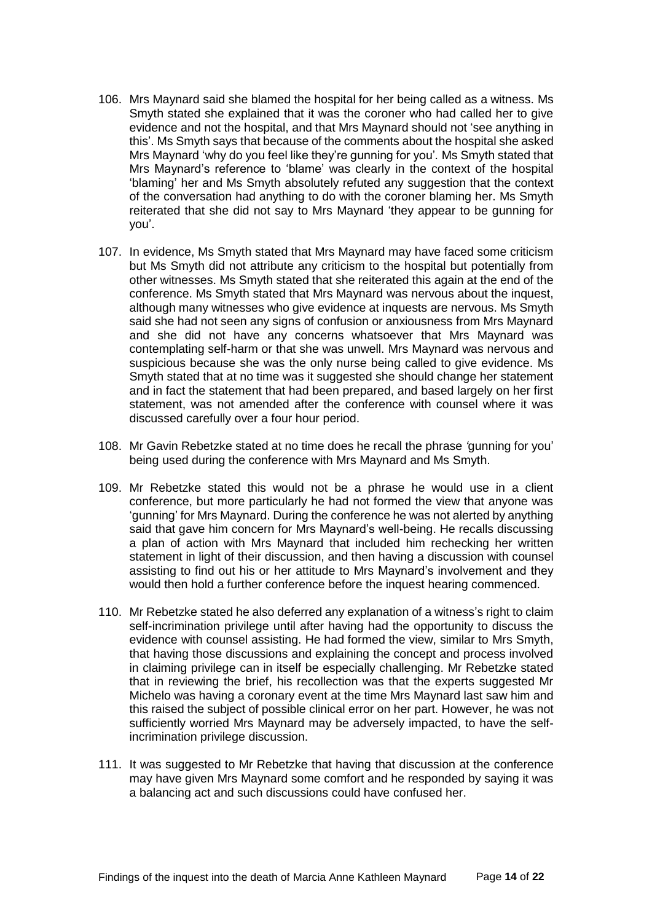106. Mrs Maynard said she blamed the hospital for her being called as a witness. Ms Smyth stated she explained that it was the coroner who had called her to give evidence and not the hospital, and that Mrs Maynard should not 'see anything in this'. Ms Smyth says that because of the comments about the hospital she asked Mrs Maynard 'why do you feel like they're gunning for you'. Ms Smyth stated that Mrs Maynard's reference to 'blame' was clearly in the context of the hospital 'blaming' her and Ms Smyth absolutely refuted any suggestion that the context of the conversation had anything to do with the coroner blaming her. Ms Smyth reiterated that she did not say to Mrs Maynard 'they appear to be gunning for you'.

107. In evidence, Ms Smyth stated that Mrs Maynard may have faced some criticism but Ms Smyth did not attribute any criticism to the hospital but potentially from other witnesses. Ms Smyth stated that she reiterated this again at the end of the conference. Ms Smyth stated that Mrs Maynard was nervous about the inquest, although many witnesses who give evidence at inquests are nervous. Ms Smyth said she had not seen any signs of confusion or anxiousness from Mrs Maynard and she did not have any concerns whatsoever that Mrs Maynard was contemplating self-harm or that she was unwell. Mrs Maynard was nervous and suspicious because she was the only nurse being called to give evidence. Ms Smyth stated that at no time was it suggested she should change her statement and in fact the statement that had been prepared, and based largely on her first statement, was not amended after the conference with counsel where it was discussed carefully over a four hour period.

108. Mr Gavin Rebetzke stated at no time does he recall the phrase *'*gunning for you' being used during the conference with Mrs Maynard and Ms Smyth.

109. Mr Rebetzke stated this would not be a phrase he would use in a client conference, but more particularly he had not formed the view that anyone was 'gunning' for Mrs Maynard. During the conference he was not alerted by anything said that gave him concern for Mrs Maynard's well-being. He recalls discussing a plan of action with Mrs Maynard that included him rechecking her written statement in light of their discussion, and then having a discussion with counsel assisting to find out his or her attitude to Mrs Maynard's involvement and they would then hold a further conference before the inquest hearing commenced.

110. Mr Rebetzke stated he also deferred any explanation of a witness's right to claim self-incrimination privilege until after having had the opportunity to discuss the evidence with counsel assisting. He had formed the view, similar to Mrs Smyth, that having those discussions and explaining the concept and process involved in claiming privilege can in itself be especially challenging. Mr Rebetzke stated that in reviewing the brief, his recollection was that the experts suggested Mr Michelo was having a coronary event at the time Mrs Maynard last saw him and this raised the subject of possible clinical error on her part. However, he was not sufficiently worried Mrs Maynard may be adversely impacted, to have the self-incrimination privilege discussion.

111. It was suggested to Mr Rebetzke that having that discussion at the conference may have given Mrs Maynard some comfort and he responded by saying it was a balancing act and such discussions could have confused her.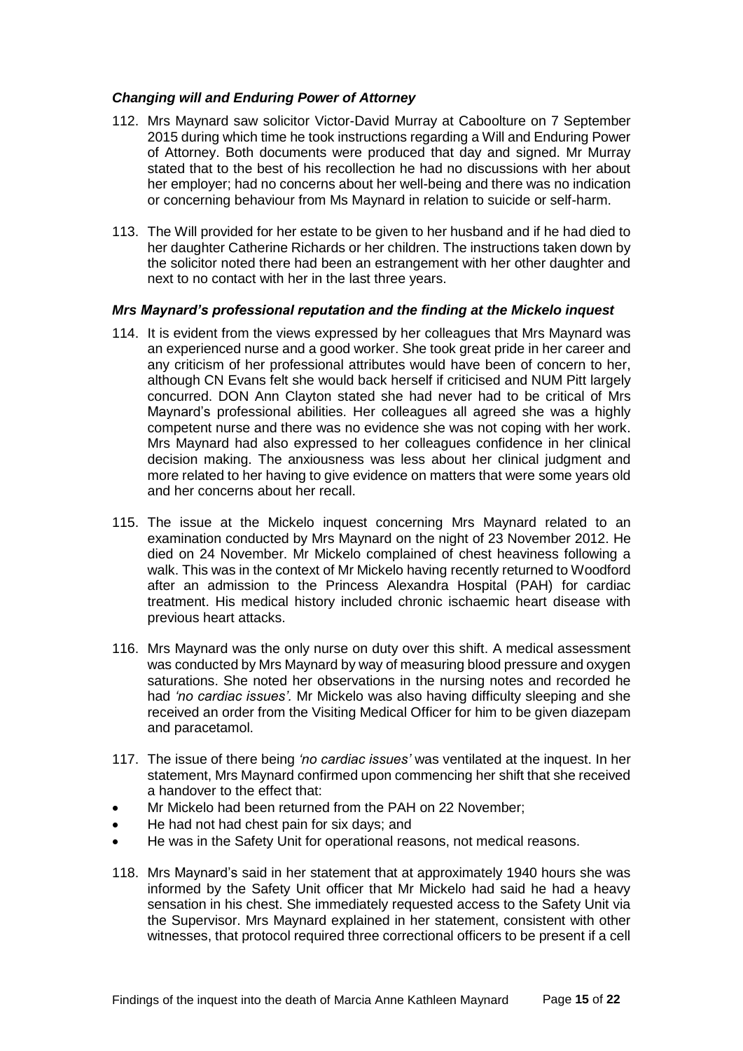### *Changing will and Enduring Power of Attorney*

112. Mrs Maynard saw solicitor Victor-David Murray at Caboolture on 7 September 2015 during which time he took instructions regarding a Will and Enduring Power of Attorney. Both documents were produced that day and signed. Mr Murray stated that to the best of his recollection he had no discussions with her about her employer; had no concerns about her well-being and there was no indication or concerning behaviour from Ms Maynard in relation to suicide or self-harm.

113. The Will provided for her estate to be given to her husband and if he had died to her daughter Catherine Richards or her children. The instructions taken down by the solicitor noted there had been an estrangement with her other daughter and next to no contact with her in the last three years.

### *Mrs Maynard's professional reputation and the finding at the Mickelo inquest*

114. It is evident from the views expressed by her colleagues that Mrs Maynard was an experienced nurse and a good worker. She took great pride in her career and any criticism of her professional attributes would have been of concern to her, although CN Evans felt she would back herself if criticised and NUM Pitt largely concurred. DON Ann Clayton stated she had never had to be critical of Mrs Maynard's professional abilities. Her colleagues all agreed she was a highly competent nurse and there was no evidence she was not coping with her work. Mrs Maynard had also expressed to her colleagues confidence in her clinical decision making. The anxiousness was less about her clinical judgment and more related to her having to give evidence on matters that were some years old and her concerns about her recall.

115. The issue at the Mickelo inquest concerning Mrs Maynard related to an examination conducted by Mrs Maynard on the night of 23 November 2012. He died on 24 November. Mr Mickelo complained of chest heaviness following a walk. This was in the context of Mr Mickelo having recently returned to Woodford after an admission to the Princess Alexandra Hospital (PAH) for cardiac treatment. His medical history included chronic ischaemic heart disease with previous heart attacks.

116. Mrs Maynard was the only nurse on duty over this shift. A medical assessment was conducted by Mrs Maynard by way of measuring blood pressure and oxygen saturations. She noted her observations in the nursing notes and recorded he had *'no cardiac issues'.* Mr Mickelo was also having difficulty sleeping and she received an order from the Visiting Medical Officer for him to be given diazepam and paracetamol.

117. The issue of there being *'no cardiac issues'* was ventilated at the inquest. In her statement, Mrs Maynard confirmed upon commencing her shift that she received a handover to the effect that:

- Mr Mickelo had been returned from the PAH on 22 November;
- He had not had chest pain for six days; and
- He was in the Safety Unit for operational reasons, not medical reasons.

118. Mrs Maynard's said in her statement that at approximately 1940 hours she was informed by the Safety Unit officer that Mr Mickelo had said he had a heavy sensation in his chest. She immediately requested access to the Safety Unit via the Supervisor. Mrs Maynard explained in her statement, consistent with other witnesses, that protocol required three correctional officers to be present if a cell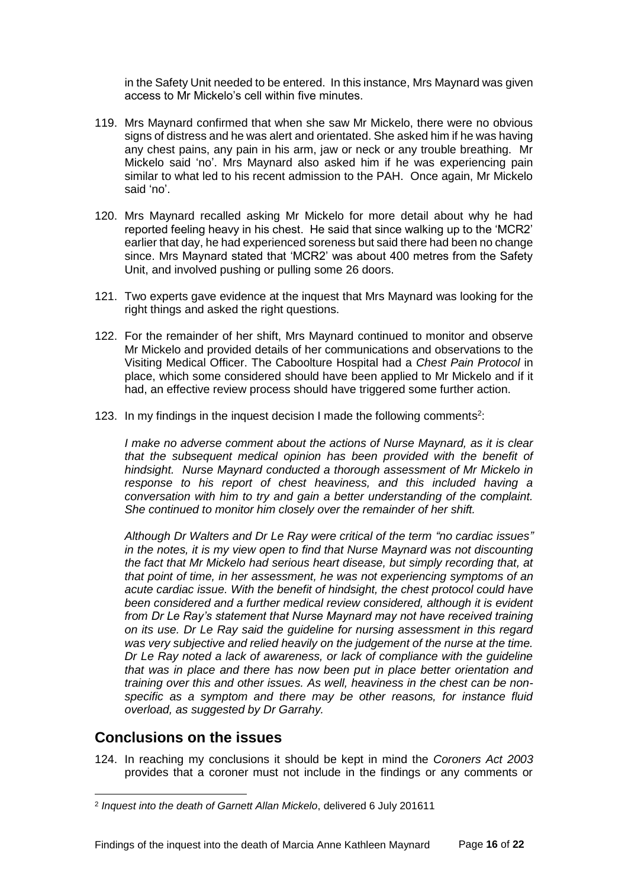in the Safety Unit needed to be entered. In this instance, Mrs Maynard was given access to Mr Mickelo's cell within five minutes.

119. Mrs Maynard confirmed that when she saw Mr Mickelo, there were no obvious signs of distress and he was alert and orientated. She asked him if he was having any chest pains, any pain in his arm, jaw or neck or any trouble breathing. Mr Mickelo said 'no'. Mrs Maynard also asked him if he was experiencing pain similar to what led to his recent admission to the PAH. Once again, Mr Mickelo said 'no'.

120. Mrs Maynard recalled asking Mr Mickelo for more detail about why he had reported feeling heavy in his chest. He said that since walking up to the 'MCR2' earlier that day, he had experienced soreness but said there had been no change since. Mrs Maynard stated that 'MCR2' was about 400 metres from the Safety Unit, and involved pushing or pulling some 26 doors.

121. Two experts gave evidence at the inquest that Mrs Maynard was looking for the right things and asked the right questions.

122. For the remainder of her shift, Mrs Maynard continued to monitor and observe Mr Mickelo and provided details of her communications and observations to the Visiting Medical Officer. The Caboolture Hospital had a *Chest Pain Protocol* in place, which some considered should have been applied to Mr Mickelo and if it had, an effective review process should have triggered some further action.

123. In my findings in the inquest decision I made the following comments[2]:

*I make no adverse comment about the actions of Nurse Maynard, as it is clear that the subsequent medical opinion has been provided with the benefit of hindsight. Nurse Maynard conducted a thorough assessment of Mr Mickelo in response to his report of chest heaviness, and this included having a conversation with him to try and gain a better understanding of the complaint. She continued to monitor him closely over the remainder of her shift.*

*Although Dr Walters and Dr Le Ray were critical of the term "no cardiac issues" in the notes, it is my view open to find that Nurse Maynard was not discounting the fact that Mr Mickelo had serious heart disease, but simply recording that, at that point of time, in her assessment, he was not experiencing symptoms of an acute cardiac issue. With the benefit of hindsight, the chest protocol could have been considered and a further medical review considered, although it is evident from Dr Le Ray's statement that Nurse Maynard may not have received training on its use. Dr Le Ray said the guideline for nursing assessment in this regard was very subjective and relied heavily on the judgement of the nurse at the time. Dr Le Ray noted a lack of awareness, or lack of compliance with the guideline that was in place and there has now been put in place better orientation and training over this and other issues. As well, heaviness in the chest can be non-specific as a symptom and there may be other reasons, for instance fluid overload, as suggested by Dr Garrahy.*

## Conclusions on the issues

124. In reaching my conclusions it should be kept in mind the *Coroners Act 2003* provides that a coroner must not include in the findings or any comments or

---

[2] *Inquest into the death of Garnett Allan Mickelo*, delivered 6 July 201611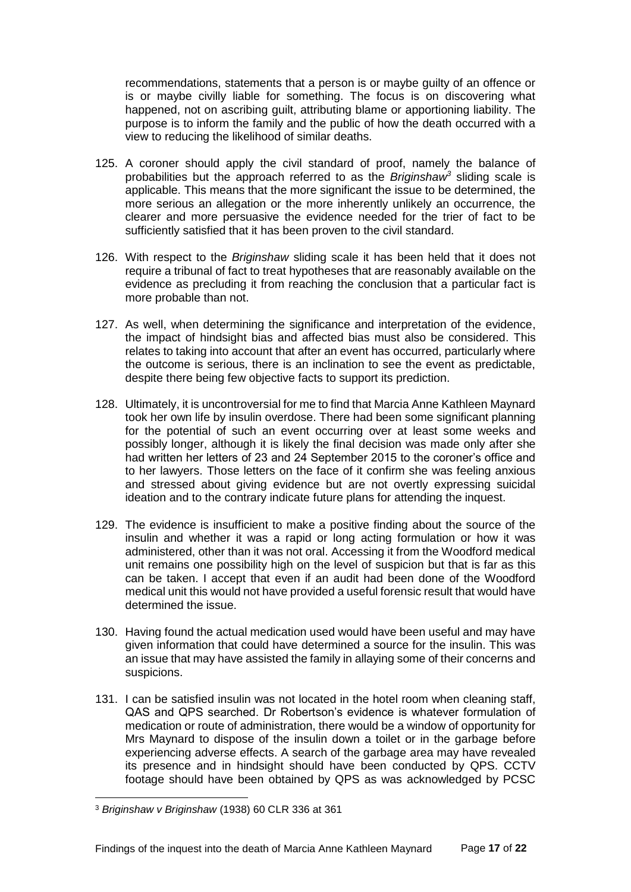recommendations, statements that a person is or maybe guilty of an offence or is or maybe civilly liable for something. The focus is on discovering what happened, not on ascribing guilt, attributing blame or apportioning liability. The purpose is to inform the family and the public of how the death occurred with a view to reducing the likelihood of similar deaths.

125. A coroner should apply the civil standard of proof, namely the balance of probabilities but the approach referred to as the *Briginshaw*[3] sliding scale is applicable. This means that the more significant the issue to be determined, the more serious an allegation or the more inherently unlikely an occurrence, the clearer and more persuasive the evidence needed for the trier of fact to be sufficiently satisfied that it has been proven to the civil standard.

126. With respect to the *Briginshaw* sliding scale it has been held that it does not require a tribunal of fact to treat hypotheses that are reasonably available on the evidence as precluding it from reaching the conclusion that a particular fact is more probable than not.

127. As well, when determining the significance and interpretation of the evidence, the impact of hindsight bias and affected bias must also be considered. This relates to taking into account that after an event has occurred, particularly where the outcome is serious, there is an inclination to see the event as predictable, despite there being few objective facts to support its prediction.

128. Ultimately, it is uncontroversial for me to find that Marcia Anne Kathleen Maynard took her own life by insulin overdose. There had been some significant planning for the potential of such an event occurring over at least some weeks and possibly longer, although it is likely the final decision was made only after she had written her letters of 23 and 24 September 2015 to the coroner's office and to her lawyers. Those letters on the face of it confirm she was feeling anxious and stressed about giving evidence but are not overtly expressing suicidal ideation and to the contrary indicate future plans for attending the inquest.

129. The evidence is insufficient to make a positive finding about the source of the insulin and whether it was a rapid or long acting formulation or how it was administered, other than it was not oral. Accessing it from the Woodford medical unit remains one possibility high on the level of suspicion but that is far as this can be taken. I accept that even if an audit had been done of the Woodford medical unit this would not have provided a useful forensic result that would have determined the issue.

130. Having found the actual medication used would have been useful and may have given information that could have determined a source for the insulin. This was an issue that may have assisted the family in allaying some of their concerns and suspicions.

131. I can be satisfied insulin was not located in the hotel room when cleaning staff, QAS and QPS searched. Dr Robertson's evidence is whatever formulation of medication or route of administration, there would be a window of opportunity for Mrs Maynard to dispose of the insulin down a toilet or in the garbage before experiencing adverse effects. A search of the garbage area may have revealed its presence and in hindsight should have been conducted by QPS. CCTV footage should have been obtained by QPS as was acknowledged by PCSC

---

[3] *Briginshaw v Briginshaw* (1938) 60 CLR 336 at 361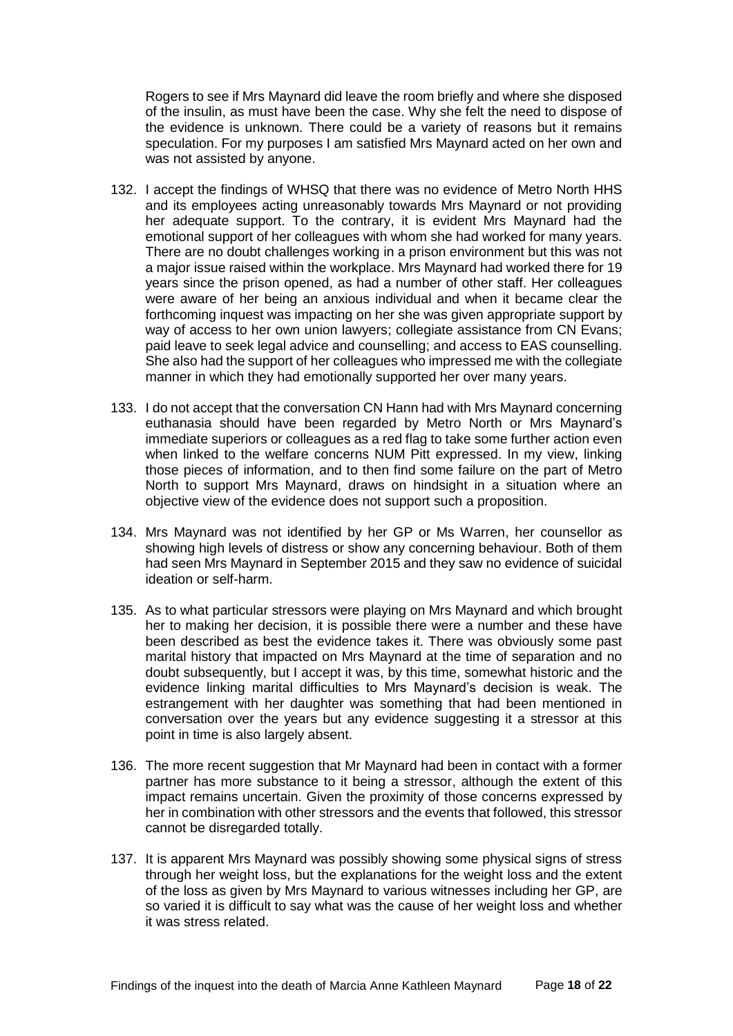Rogers to see if Mrs Maynard did leave the room briefly and where she disposed of the insulin, as must have been the case. Why she felt the need to dispose of the evidence is unknown. There could be a variety of reasons but it remains speculation. For my purposes I am satisfied Mrs Maynard acted on her own and was not assisted by anyone.

132. I accept the findings of WHSQ that there was no evidence of Metro North HHS and its employees acting unreasonably towards Mrs Maynard or not providing her adequate support. To the contrary, it is evident Mrs Maynard had the emotional support of her colleagues with whom she had worked for many years. There are no doubt challenges working in a prison environment but this was not a major issue raised within the workplace. Mrs Maynard had worked there for 19 years since the prison opened, as had a number of other staff. Her colleagues were aware of her being an anxious individual and when it became clear the forthcoming inquest was impacting on her she was given appropriate support by way of access to her own union lawyers; collegiate assistance from CN Evans; paid leave to seek legal advice and counselling; and access to EAS counselling. She also had the support of her colleagues who impressed me with the collegiate manner in which they had emotionally supported her over many years.

133. I do not accept that the conversation CN Hann had with Mrs Maynard concerning euthanasia should have been regarded by Metro North or Mrs Maynard's immediate superiors or colleagues as a red flag to take some further action even when linked to the welfare concerns NUM Pitt expressed. In my view, linking those pieces of information, and to then find some failure on the part of Metro North to support Mrs Maynard, draws on hindsight in a situation where an objective view of the evidence does not support such a proposition.

134. Mrs Maynard was not identified by her GP or Ms Warren, her counsellor as showing high levels of distress or show any concerning behaviour. Both of them had seen Mrs Maynard in September 2015 and they saw no evidence of suicidal ideation or self-harm.

135. As to what particular stressors were playing on Mrs Maynard and which brought her to making her decision, it is possible there were a number and these have been described as best the evidence takes it. There was obviously some past marital history that impacted on Mrs Maynard at the time of separation and no doubt subsequently, but I accept it was, by this time, somewhat historic and the evidence linking marital difficulties to Mrs Maynard's decision is weak. The estrangement with her daughter was something that had been mentioned in conversation over the years but any evidence suggesting it a stressor at this point in time is also largely absent.

136. The more recent suggestion that Mr Maynard had been in contact with a former partner has more substance to it being a stressor, although the extent of this impact remains uncertain. Given the proximity of those concerns expressed by her in combination with other stressors and the events that followed, this stressor cannot be disregarded totally.

137. It is apparent Mrs Maynard was possibly showing some physical signs of stress through her weight loss, but the explanations for the weight loss and the extent of the loss as given by Mrs Maynard to various witnesses including her GP, are so varied it is difficult to say what was the cause of her weight loss and whether it was stress related.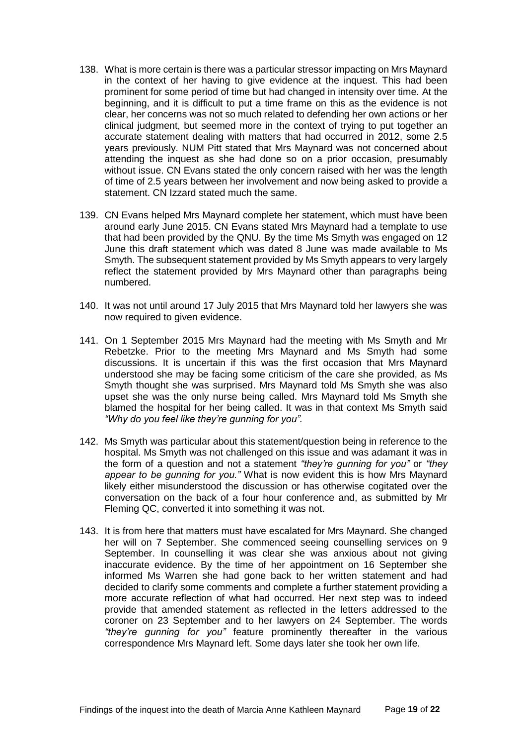138. What is more certain is there was a particular stressor impacting on Mrs Maynard in the context of her having to give evidence at the inquest. This had been prominent for some period of time but had changed in intensity over time. At the beginning, and it is difficult to put a time frame on this as the evidence is not clear, her concerns was not so much related to defending her own actions or her clinical judgment, but seemed more in the context of trying to put together an accurate statement dealing with matters that had occurred in 2012, some 2.5 years previously. NUM Pitt stated that Mrs Maynard was not concerned about attending the inquest as she had done so on a prior occasion, presumably without issue. CN Evans stated the only concern raised with her was the length of time of 2.5 years between her involvement and now being asked to provide a statement. CN Izzard stated much the same.

139. CN Evans helped Mrs Maynard complete her statement, which must have been around early June 2015. CN Evans stated Mrs Maynard had a template to use that had been provided by the QNU. By the time Ms Smyth was engaged on 12 June this draft statement which was dated 8 June was made available to Ms Smyth. The subsequent statement provided by Ms Smyth appears to very largely reflect the statement provided by Mrs Maynard other than paragraphs being numbered.

140. It was not until around 17 July 2015 that Mrs Maynard told her lawyers she was now required to given evidence.

141. On 1 September 2015 Mrs Maynard had the meeting with Ms Smyth and Mr Rebetzke. Prior to the meeting Mrs Maynard and Ms Smyth had some discussions. It is uncertain if this was the first occasion that Mrs Maynard understood she may be facing some criticism of the care she provided, as Ms Smyth thought she was surprised. Mrs Maynard told Ms Smyth she was also upset she was the only nurse being called. Mrs Maynard told Ms Smyth she blamed the hospital for her being called. It was in that context Ms Smyth said *"Why do you feel like they're gunning for you".*

142. Ms Smyth was particular about this statement/question being in reference to the hospital. Ms Smyth was not challenged on this issue and was adamant it was in the form of a question and not a statement *"they're gunning for you"* or *"they appear to be gunning for you."* What is now evident this is how Mrs Maynard likely either misunderstood the discussion or has otherwise cogitated over the conversation on the back of a four hour conference and, as submitted by Mr Fleming QC, converted it into something it was not.

143. It is from here that matters must have escalated for Mrs Maynard. She changed her will on 7 September. She commenced seeing counselling services on 9 September. In counselling it was clear she was anxious about not giving inaccurate evidence. By the time of her appointment on 16 September she informed Ms Warren she had gone back to her written statement and had decided to clarify some comments and complete a further statement providing a more accurate reflection of what had occurred. Her next step was to indeed provide that amended statement as reflected in the letters addressed to the coroner on 23 September and to her lawyers on 24 September. The words *"they're gunning for you"* feature prominently thereafter in the various correspondence Mrs Maynard left. Some days later she took her own life.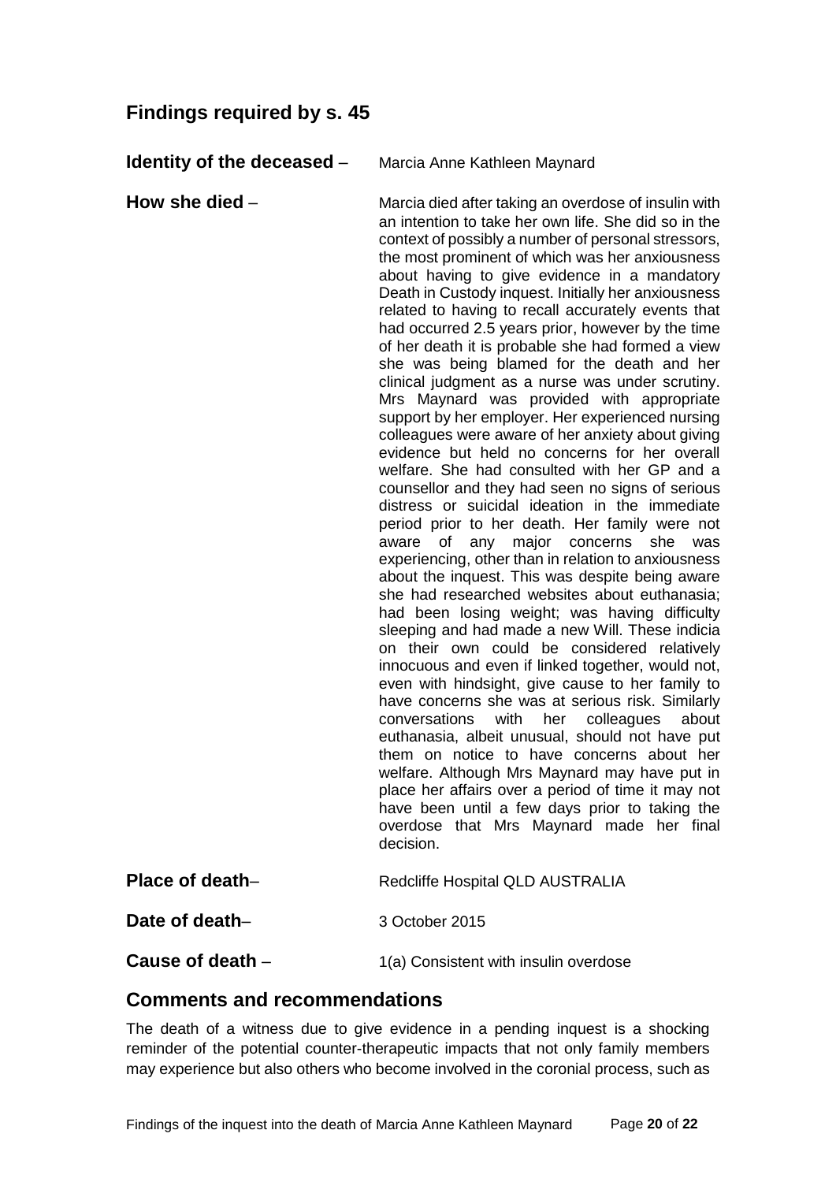## Findings required by s. 45

**Identity of the deceased** – Marcia Anne Kathleen Maynard

**How she died** – Marcia died after taking an overdose of insulin with an intention to take her own life. She did so in the context of possibly a number of personal stressors, the most prominent of which was her anxiousness about having to give evidence in a mandatory Death in Custody inquest. Initially her anxiousness related to having to recall accurately events that had occurred 2.5 years prior, however by the time of her death it is probable she had formed a view she was being blamed for the death and her clinical judgment as a nurse was under scrutiny. Mrs Maynard was provided with appropriate support by her employer. Her experienced nursing colleagues were aware of her anxiety about giving evidence but held no concerns for her overall welfare. She had consulted with her GP and a counsellor and they had seen no signs of serious distress or suicidal ideation in the immediate period prior to her death. Her family were not aware of any major concerns she was experiencing, other than in relation to anxiousness about the inquest. This was despite being aware she had researched websites about euthanasia; had been losing weight; was having difficulty sleeping and had made a new Will. These indicia on their own could be considered relatively innocuous and even if linked together, would not, even with hindsight, give cause to her family to have concerns she was at serious risk. Similarly conversations with her colleagues about euthanasia, albeit unusual, should not have put them on notice to have concerns about her welfare. Although Mrs Maynard may have put in place her affairs over a period of time it may not have been until a few days prior to taking the overdose that Mrs Maynard made her final decision.

**Place of death**– Redcliffe Hospital QLD AUSTRALIA

**Date of death**– 3 October 2015

**Cause of death** – 1(a) Consistent with insulin overdose

## Comments and recommendations

The death of a witness due to give evidence in a pending inquest is a shocking reminder of the potential counter-therapeutic impacts that not only family members may experience but also others who become involved in the coronial process, such as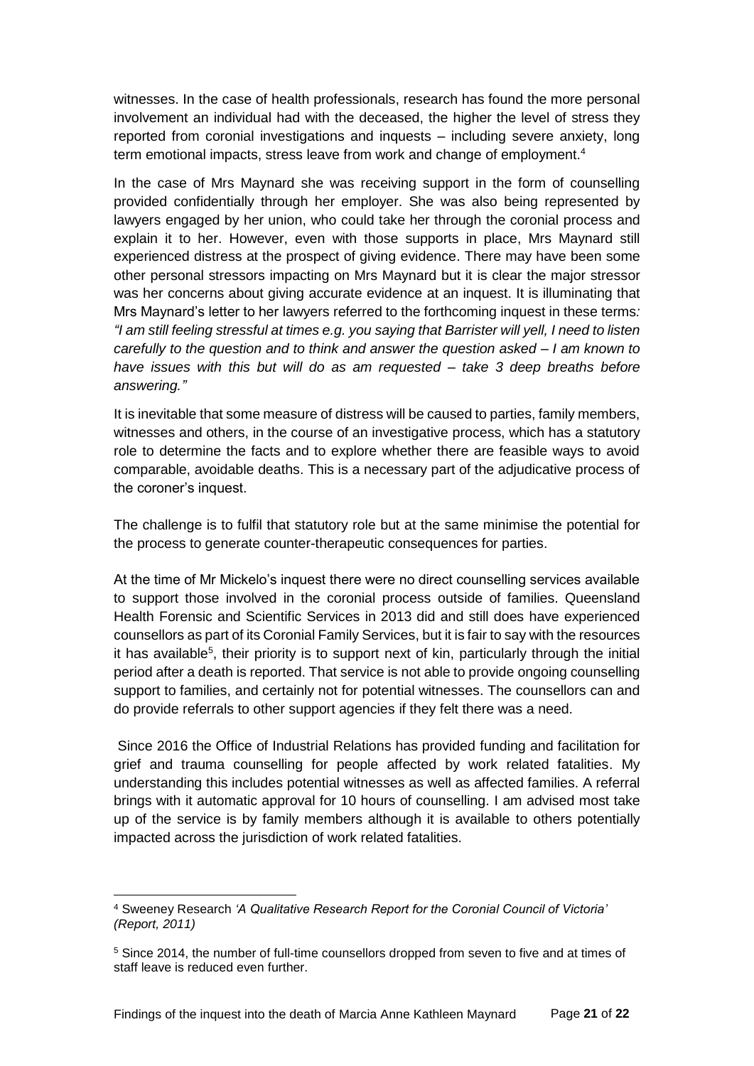witnesses. In the case of health professionals, research has found the more personal involvement an individual had with the deceased, the higher the level of stress they reported from coronial investigations and inquests – including severe anxiety, long term emotional impacts, stress leave from work and change of employment.[4]

In the case of Mrs Maynard she was receiving support in the form of counselling provided confidentially through her employer. She was also being represented by lawyers engaged by her union, who could take her through the coronial process and explain it to her. However, even with those supports in place, Mrs Maynard still experienced distress at the prospect of giving evidence. There may have been some other personal stressors impacting on Mrs Maynard but it is clear the major stressor was her concerns about giving accurate evidence at an inquest. It is illuminating that Mrs Maynard's letter to her lawyers referred to the forthcoming inquest in these terms*: "I am still feeling stressful at times e.g. you saying that Barrister will yell, I need to listen carefully to the question and to think and answer the question asked – I am known to have issues with this but will do as am requested – take 3 deep breaths before answering."*

It is inevitable that some measure of distress will be caused to parties, family members, witnesses and others, in the course of an investigative process, which has a statutory role to determine the facts and to explore whether there are feasible ways to avoid comparable, avoidable deaths. This is a necessary part of the adjudicative process of the coroner's inquest.

The challenge is to fulfil that statutory role but at the same minimise the potential for the process to generate counter-therapeutic consequences for parties.

At the time of Mr Mickelo's inquest there were no direct counselling services available to support those involved in the coronial process outside of families. Queensland Health Forensic and Scientific Services in 2013 did and still does have experienced counsellors as part of its Coronial Family Services, but it is fair to say with the resources it has available[5], their priority is to support next of kin, particularly through the initial period after a death is reported. That service is not able to provide ongoing counselling support to families, and certainly not for potential witnesses. The counsellors can and do provide referrals to other support agencies if they felt there was a need.

Since 2016 the Office of Industrial Relations has provided funding and facilitation for grief and trauma counselling for people affected by work related fatalities. My understanding this includes potential witnesses as well as affected families. A referral brings with it automatic approval for 10 hours of counselling. I am advised most take up of the service is by family members although it is available to others potentially impacted across the jurisdiction of work related fatalities.

---

[4] Sweeney Research *'A Qualitative Research Report for the Coronial Council of Victoria' (Report, 2011)*

[5] Since 2014, the number of full-time counsellors dropped from seven to five and at times of staff leave is reduced even further.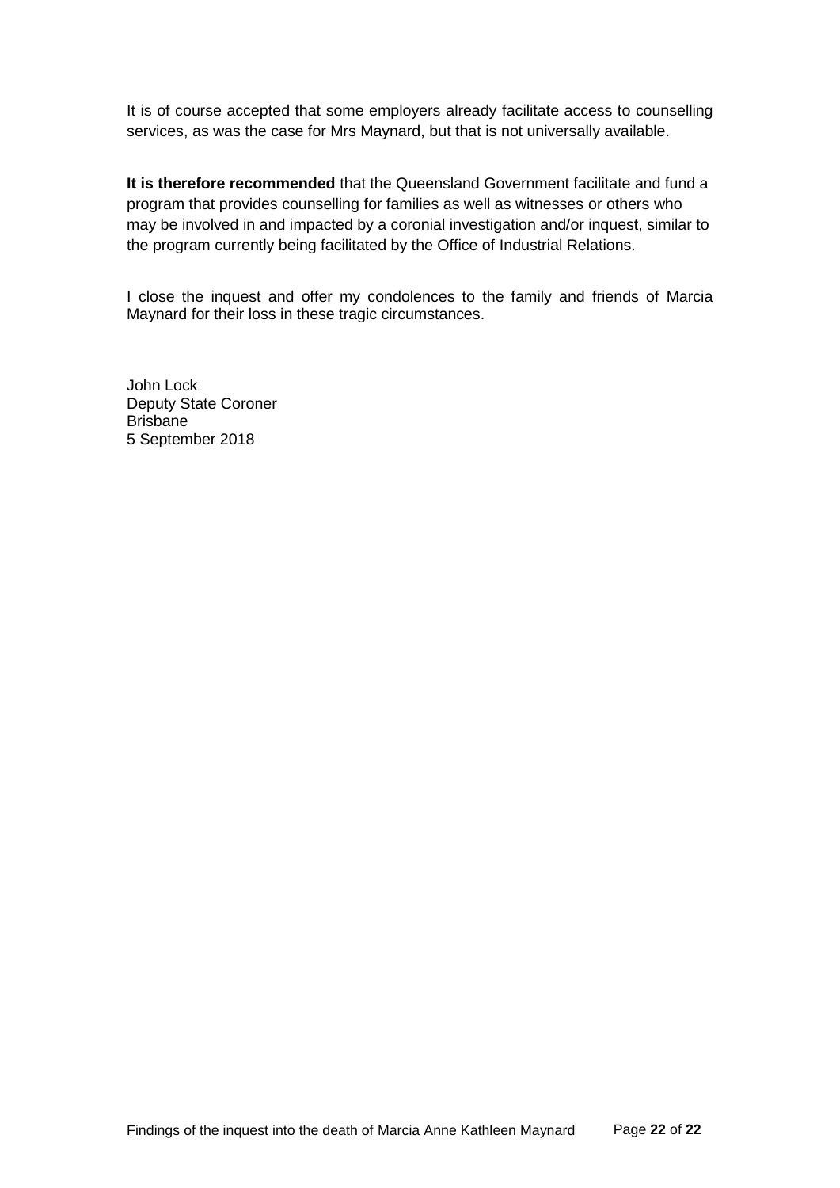It is of course accepted that some employers already facilitate access to counselling services, as was the case for Mrs Maynard, but that is not universally available.

**It is therefore recommended** that the Queensland Government facilitate and fund a program that provides counselling for families as well as witnesses or others who may be involved in and impacted by a coronial investigation and/or inquest, similar to the program currently being facilitated by the Office of Industrial Relations.

I close the inquest and offer my condolences to the family and friends of Marcia Maynard for their loss in these tragic circumstances.

John Lock
Deputy State Coroner
Brisbane
5 September 2018